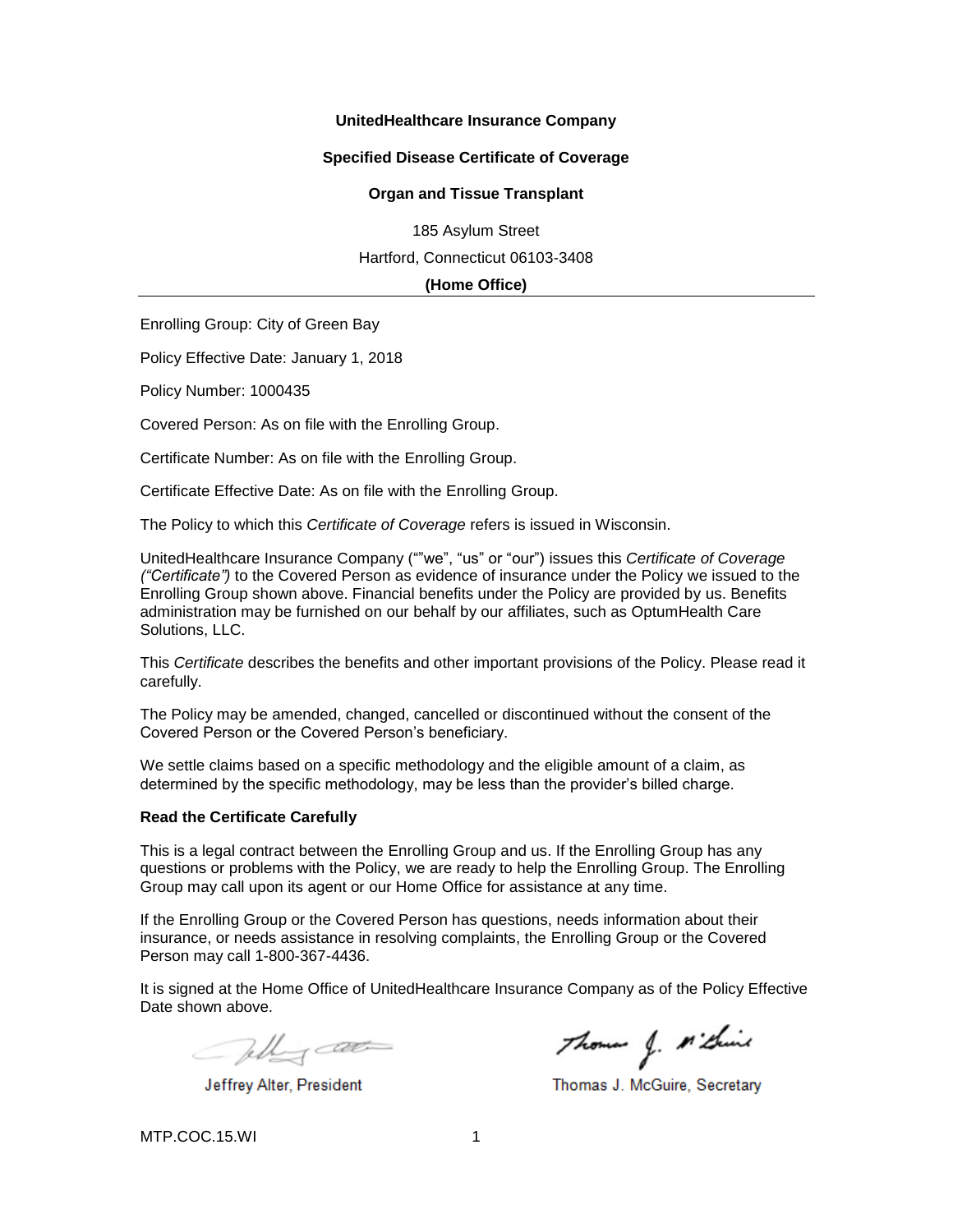**UnitedHealthcare Insurance Company**

**Specified Disease Certificate of Coverage**

**Organ and Tissue Transplant**

185 Asylum Street

Hartford, Connecticut 06103-3408

**(Home Office)**

---

Enrolling Group: City of Green Bay

Policy Effective Date: January 1, 2018

Policy Number: 1000435

Covered Person: As on file with the Enrolling Group.

Certificate Number: As on file with the Enrolling Group.

Certificate Effective Date: As on file with the Enrolling Group.

The Policy to which this *Certificate of Coverage* refers is issued in Wisconsin.

UnitedHealthcare Insurance Company (""we", "us" or "our") issues this *Certificate of Coverage ("Certificate")* to the Covered Person as evidence of insurance under the Policy we issued to the Enrolling Group shown above. Financial benefits under the Policy are provided by us. Benefits administration may be furnished on our behalf by our affiliates, such as OptumHealth Care Solutions, LLC.

This *Certificate* describes the benefits and other important provisions of the Policy. Please read it carefully.

The Policy may be amended, changed, cancelled or discontinued without the consent of the Covered Person or the Covered Person's beneficiary.

We settle claims based on a specific methodology and the eligible amount of a claim, as determined by the specific methodology, may be less than the provider's billed charge.

**Read the Certificate Carefully**

This is a legal contract between the Enrolling Group and us. If the Enrolling Group has any questions or problems with the Policy, we are ready to help the Enrolling Group. The Enrolling Group may call upon its agent or our Home Office for assistance at any time.

If the Enrolling Group or the Covered Person has questions, needs information about their insurance, or needs assistance in resolving complaints, the Enrolling Group or the Covered Person may call 1-800-367-4436.

It is signed at the Home Office of UnitedHealthcare Insurance Company as of the Policy Effective Date shown above.

Jeffrey Alter, President

Thomas J. McGuire, Secretary

MTP.COC.15.WI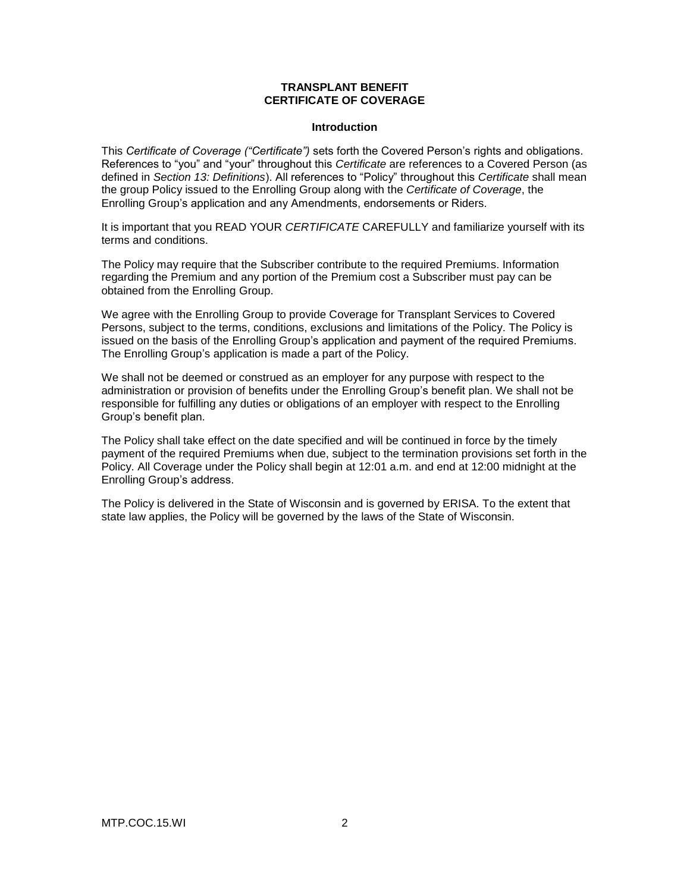# TRANSPLANT BENEFIT
# CERTIFICATE OF COVERAGE

## Introduction

This *Certificate of Coverage ("Certificate")* sets forth the Covered Person's rights and obligations. References to "you" and "your" throughout this *Certificate* are references to a Covered Person (as defined in *Section 13: Definitions*). All references to "Policy" throughout this *Certificate* shall mean the group Policy issued to the Enrolling Group along with the *Certificate of Coverage*, the Enrolling Group's application and any Amendments, endorsements or Riders.

It is important that you READ YOUR *CERTIFICATE* CAREFULLY and familiarize yourself with its terms and conditions.

The Policy may require that the Subscriber contribute to the required Premiums. Information regarding the Premium and any portion of the Premium cost a Subscriber must pay can be obtained from the Enrolling Group.

We agree with the Enrolling Group to provide Coverage for Transplant Services to Covered Persons, subject to the terms, conditions, exclusions and limitations of the Policy. The Policy is issued on the basis of the Enrolling Group's application and payment of the required Premiums. The Enrolling Group's application is made a part of the Policy.

We shall not be deemed or construed as an employer for any purpose with respect to the administration or provision of benefits under the Enrolling Group's benefit plan. We shall not be responsible for fulfilling any duties or obligations of an employer with respect to the Enrolling Group's benefit plan.

The Policy shall take effect on the date specified and will be continued in force by the timely payment of the required Premiums when due, subject to the termination provisions set forth in the Policy. All Coverage under the Policy shall begin at 12:01 a.m. and end at 12:00 midnight at the Enrolling Group's address.

The Policy is delivered in the State of Wisconsin and is governed by ERISA. To the extent that state law applies, the Policy will be governed by the laws of the State of Wisconsin.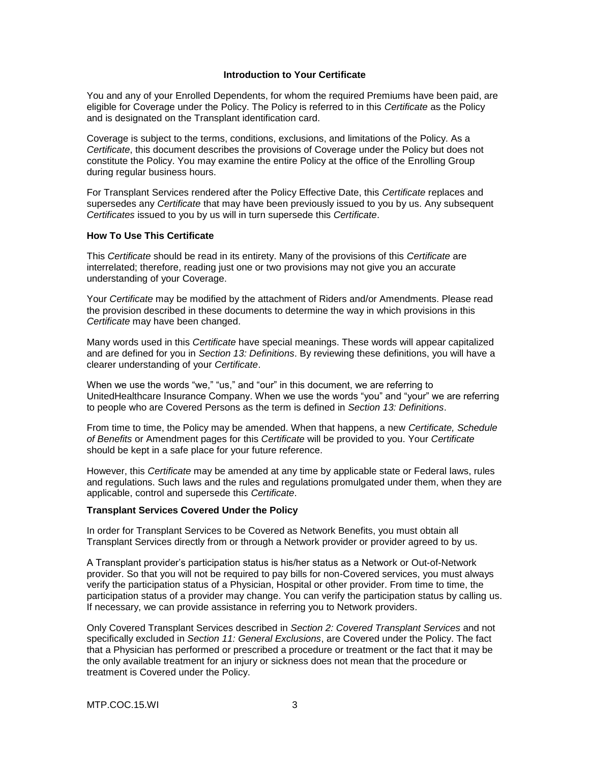## Introduction to Your Certificate

You and any of your Enrolled Dependents, for whom the required Premiums have been paid, are eligible for Coverage under the Policy. The Policy is referred to in this *Certificate* as the Policy and is designated on the Transplant identification card.

Coverage is subject to the terms, conditions, exclusions, and limitations of the Policy. As a *Certificate*, this document describes the provisions of Coverage under the Policy but does not constitute the Policy. You may examine the entire Policy at the office of the Enrolling Group during regular business hours.

For Transplant Services rendered after the Policy Effective Date, this *Certificate* replaces and supersedes any *Certificate* that may have been previously issued to you by us. Any subsequent *Certificates* issued to you by us will in turn supersede this *Certificate*.

### How To Use This Certificate

This *Certificate* should be read in its entirety. Many of the provisions of this *Certificate* are interrelated; therefore, reading just one or two provisions may not give you an accurate understanding of your Coverage.

Your *Certificate* may be modified by the attachment of Riders and/or Amendments. Please read the provision described in these documents to determine the way in which provisions in this *Certificate* may have been changed.

Many words used in this *Certificate* have special meanings. These words will appear capitalized and are defined for you in *Section 13: Definitions*. By reviewing these definitions, you will have a clearer understanding of your *Certificate*.

When we use the words "we," "us," and "our" in this document, we are referring to UnitedHealthcare Insurance Company. When we use the words "you" and "your" we are referring to people who are Covered Persons as the term is defined in *Section 13: Definitions*.

From time to time, the Policy may be amended. When that happens, a new *Certificate, Schedule of Benefits* or Amendment pages for this *Certificate* will be provided to you. Your *Certificate* should be kept in a safe place for your future reference.

However, this *Certificate* may be amended at any time by applicable state or Federal laws, rules and regulations. Such laws and the rules and regulations promulgated under them, when they are applicable, control and supersede this *Certificate*.

### Transplant Services Covered Under the Policy

In order for Transplant Services to be Covered as Network Benefits, you must obtain all Transplant Services directly from or through a Network provider or provider agreed to by us.

A Transplant provider's participation status is his/her status as a Network or Out-of-Network provider. So that you will not be required to pay bills for non-Covered services, you must always verify the participation status of a Physician, Hospital or other provider. From time to time, the participation status of a provider may change. You can verify the participation status by calling us. If necessary, we can provide assistance in referring you to Network providers.

Only Covered Transplant Services described in *Section 2: Covered Transplant Services* and not specifically excluded in *Section 11: General Exclusions*, are Covered under the Policy. The fact that a Physician has performed or prescribed a procedure or treatment or the fact that it may be the only available treatment for an injury or sickness does not mean that the procedure or treatment is Covered under the Policy.

MTP.COC.15.WI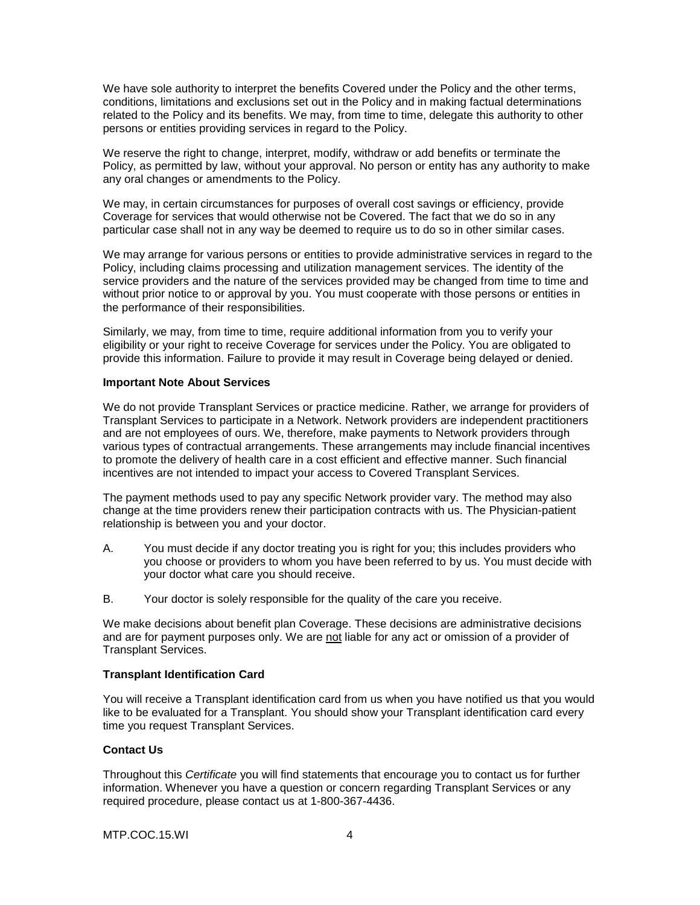We have sole authority to interpret the benefits Covered under the Policy and the other terms, conditions, limitations and exclusions set out in the Policy and in making factual determinations related to the Policy and its benefits. We may, from time to time, delegate this authority to other persons or entities providing services in regard to the Policy.

We reserve the right to change, interpret, modify, withdraw or add benefits or terminate the Policy, as permitted by law, without your approval. No person or entity has any authority to make any oral changes or amendments to the Policy.

We may, in certain circumstances for purposes of overall cost savings or efficiency, provide Coverage for services that would otherwise not be Covered. The fact that we do so in any particular case shall not in any way be deemed to require us to do so in other similar cases.

We may arrange for various persons or entities to provide administrative services in regard to the Policy, including claims processing and utilization management services. The identity of the service providers and the nature of the services provided may be changed from time to time and without prior notice to or approval by you. You must cooperate with those persons or entities in the performance of their responsibilities.

Similarly, we may, from time to time, require additional information from you to verify your eligibility or your right to receive Coverage for services under the Policy. You are obligated to provide this information. Failure to provide it may result in Coverage being delayed or denied.

**Important Note About Services**

We do not provide Transplant Services or practice medicine. Rather, we arrange for providers of Transplant Services to participate in a Network. Network providers are independent practitioners and are not employees of ours. We, therefore, make payments to Network providers through various types of contractual arrangements. These arrangements may include financial incentives to promote the delivery of health care in a cost efficient and effective manner. Such financial incentives are not intended to impact your access to Covered Transplant Services.

The payment methods used to pay any specific Network provider vary. The method may also change at the time providers renew their participation contracts with us. The Physician-patient relationship is between you and your doctor.

A. You must decide if any doctor treating you is right for you; this includes providers who you choose or providers to whom you have been referred to by us. You must decide with your doctor what care you should receive.

B. Your doctor is solely responsible for the quality of the care you receive.

We make decisions about benefit plan Coverage. These decisions are administrative decisions and are for payment purposes only. We are <u>not</u> liable for any act or omission of a provider of Transplant Services.

**Transplant Identification Card**

You will receive a Transplant identification card from us when you have notified us that you would like to be evaluated for a Transplant. You should show your Transplant identification card every time you request Transplant Services.

**Contact Us**

Throughout this *Certificate* you will find statements that encourage you to contact us for further information. Whenever you have a question or concern regarding Transplant Services or any required procedure, please contact us at 1-800-367-4436.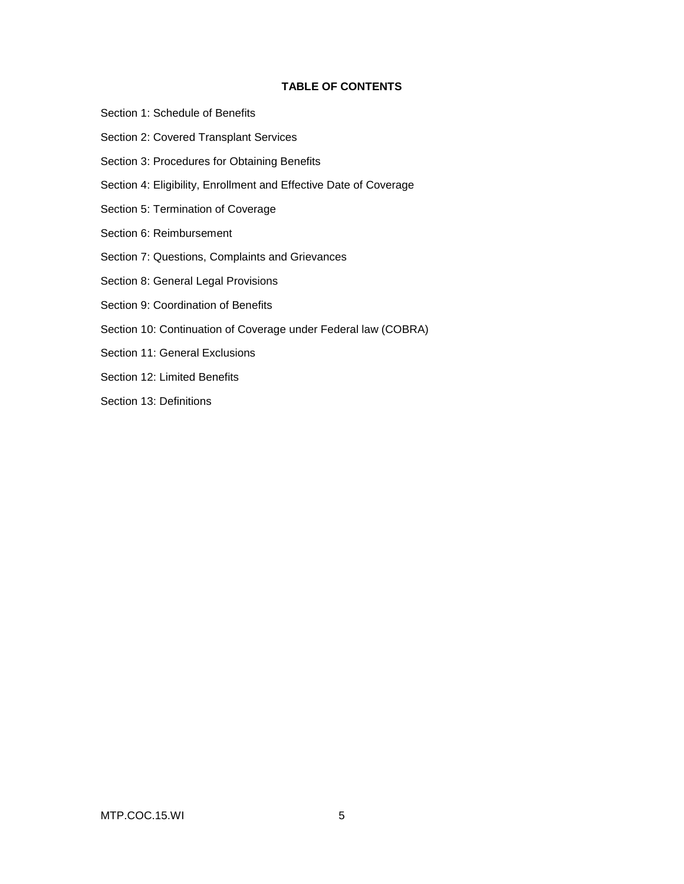# TABLE OF CONTENTS

Section 1: Schedule of Benefits

Section 2: Covered Transplant Services

Section 3: Procedures for Obtaining Benefits

Section 4: Eligibility, Enrollment and Effective Date of Coverage

Section 5: Termination of Coverage

Section 6: Reimbursement

Section 7: Questions, Complaints and Grievances

Section 8: General Legal Provisions

Section 9: Coordination of Benefits

Section 10: Continuation of Coverage under Federal law (COBRA)

Section 11: General Exclusions

Section 12: Limited Benefits

Section 13: Definitions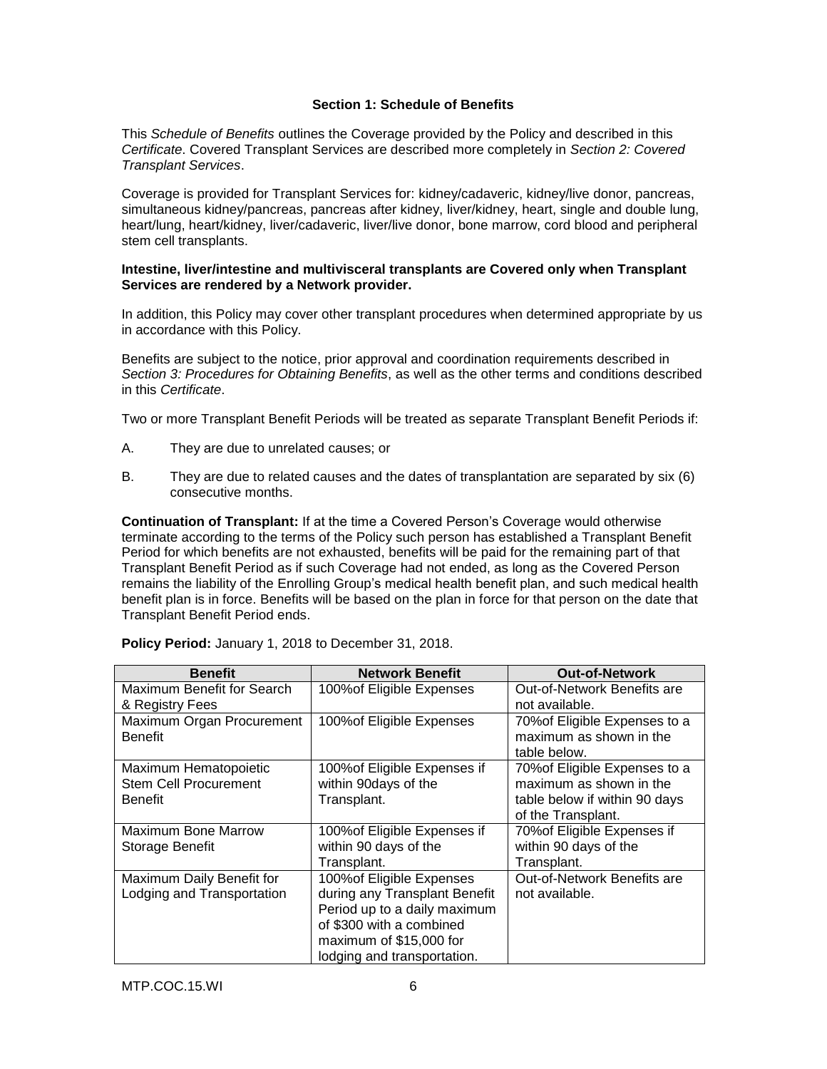## Section 1: Schedule of Benefits

This *Schedule of Benefits* outlines the Coverage provided by the Policy and described in this *Certificate*. Covered Transplant Services are described more completely in *Section 2: Covered Transplant Services*.

Coverage is provided for Transplant Services for: kidney/cadaveric, kidney/live donor, pancreas, simultaneous kidney/pancreas, pancreas after kidney, liver/kidney, heart, single and double lung, heart/lung, heart/kidney, liver/cadaveric, liver/live donor, bone marrow, cord blood and peripheral stem cell transplants.

**Intestine, liver/intestine and multivisceral transplants are Covered only when Transplant Services are rendered by a Network provider.**

In addition, this Policy may cover other transplant procedures when determined appropriate by us in accordance with this Policy.

Benefits are subject to the notice, prior approval and coordination requirements described in *Section 3: Procedures for Obtaining Benefits*, as well as the other terms and conditions described in this *Certificate*.

Two or more Transplant Benefit Periods will be treated as separate Transplant Benefit Periods if:

A. They are due to unrelated causes; or

B. They are due to related causes and the dates of transplantation are separated by six (6) consecutive months.

**Continuation of Transplant:** If at the time a Covered Person's Coverage would otherwise terminate according to the terms of the Policy such person has established a Transplant Benefit Period for which benefits are not exhausted, benefits will be paid for the remaining part of that Transplant Benefit Period as if such Coverage had not ended, as long as the Covered Person remains the liability of the Enrolling Group's medical health benefit plan, and such medical health benefit plan is in force. Benefits will be based on the plan in force for that person on the date that Transplant Benefit Period ends.

**Policy Period:** January 1, 2018 to December 31, 2018.

| Benefit | Network Benefit | Out-of-Network |
|---|---|---|
| Maximum Benefit for Search & Registry Fees | 100%of Eligible Expenses | Out-of-Network Benefits are not available. |
| Maximum Organ Procurement Benefit | 100%of Eligible Expenses | 70%of Eligible Expenses to a maximum as shown in the table below. |
| Maximum Hematopoietic Stem Cell Procurement Benefit | 100%of Eligible Expenses if within 90days of the Transplant. | 70%of Eligible Expenses to a maximum as shown in the table below if within 90 days of the Transplant. |
| Maximum Bone Marrow Storage Benefit | 100%of Eligible Expenses if within 90 days of the Transplant. | 70%of Eligible Expenses if within 90 days of the Transplant. |
| Maximum Daily Benefit for Lodging and Transportation | 100%of Eligible Expenses during any Transplant Benefit Period up to a daily maximum of $300 with a combined maximum of $15,000 for lodging and transportation. | Out-of-Network Benefits are not available. |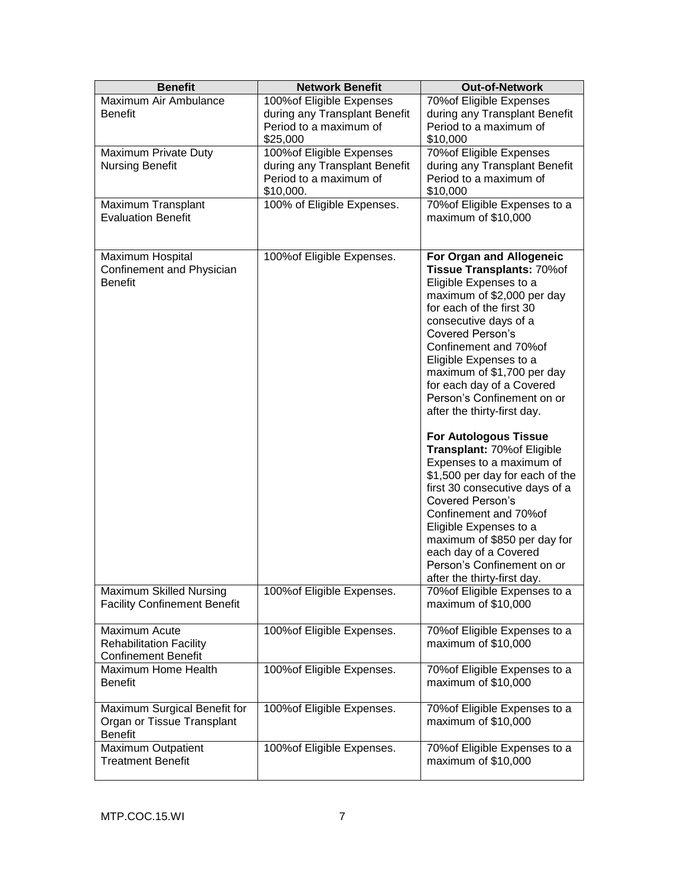| Benefit | Network Benefit | Out-of-Network |
|---|---|---|
| Maximum Air Ambulance Benefit | 100%of Eligible Expenses during any Transplant Benefit Period to a maximum of $25,000 | 70%of Eligible Expenses during any Transplant Benefit Period to a maximum of $10,000 |
| Maximum Private Duty Nursing Benefit | 100%of Eligible Expenses during any Transplant Benefit Period to a maximum of $10,000. | 70%of Eligible Expenses during any Transplant Benefit Period to a maximum of $10,000 |
| Maximum Transplant Evaluation Benefit | 100% of Eligible Expenses. | 70%of Eligible Expenses to a maximum of $10,000 |
| Maximum Hospital Confinement and Physician Benefit | 100%of Eligible Expenses. | **For Organ and Allogeneic Tissue Transplants:** 70%of Eligible Expenses to a maximum of $2,000 per day for each of the first 30 consecutive days of a Covered Person's Confinement and 70%of Eligible Expenses to a maximum of $1,700 per day for each day of a Covered Person's Confinement on or after the thirty-first day.<br><br>**For Autologous Tissue Transplant:** 70%of Eligible Expenses to a maximum of $1,500 per day for each of the first 30 consecutive days of a Covered Person's Confinement and 70%of Eligible Expenses to a maximum of $850 per day for each day of a Covered Person's Confinement on or after the thirty-first day. |
| Maximum Skilled Nursing Facility Confinement Benefit | 100%of Eligible Expenses. | 70%of Eligible Expenses to a maximum of $10,000 |
| Maximum Acute Rehabilitation Facility Confinement Benefit | 100%of Eligible Expenses. | 70%of Eligible Expenses to a maximum of $10,000 |
| Maximum Home Health Benefit | 100%of Eligible Expenses. | 70%of Eligible Expenses to a maximum of $10,000 |
| Maximum Surgical Benefit for Organ or Tissue Transplant Benefit | 100%of Eligible Expenses. | 70%of Eligible Expenses to a maximum of $10,000 |
| Maximum Outpatient Treatment Benefit | 100%of Eligible Expenses. | 70%of Eligible Expenses to a maximum of $10,000 |

MTP.COC.15.WI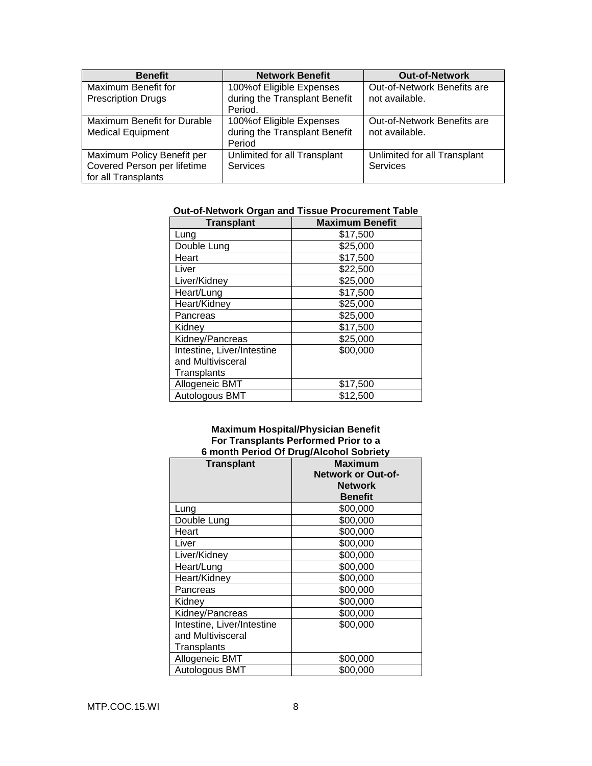| Benefit | Network Benefit | Out-of-Network |
| --- | --- | --- |
| Maximum Benefit for Prescription Drugs | 100%of Eligible Expenses during the Transplant Benefit Period. | Out-of-Network Benefits are not available. |
| Maximum Benefit for Durable Medical Equipment | 100%of Eligible Expenses during the Transplant Benefit Period | Out-of-Network Benefits are not available. |
| Maximum Policy Benefit per Covered Person per lifetime for all Transplants | Unlimited for all Transplant Services | Unlimited for all Transplant Services |

**Out-of-Network Organ and Tissue Procurement Table**

| Transplant | Maximum Benefit |
| --- | --- |
| Lung | $17,500 |
| Double Lung | $25,000 |
| Heart | $17,500 |
| Liver | $22,500 |
| Liver/Kidney | $25,000 |
| Heart/Lung | $17,500 |
| Heart/Kidney | $25,000 |
| Pancreas | $25,000 |
| Kidney | $17,500 |
| Kidney/Pancreas | $25,000 |
| Intestine, Liver/Intestine and Multivisceral Transplants | $00,000 |
| Allogeneic BMT | $17,500 |
| Autologous BMT | $12,500 |

**Maximum Hospital/Physician Benefit For Transplants Performed Prior to a 6 month Period Of Drug/Alcohol Sobriety**

| Transplant | Maximum Network or Out-of-Network Benefit |
| --- | --- |
| Lung | $00,000 |
| Double Lung | $00,000 |
| Heart | $00,000 |
| Liver | $00,000 |
| Liver/Kidney | $00,000 |
| Heart/Lung | $00,000 |
| Heart/Kidney | $00,000 |
| Pancreas | $00,000 |
| Kidney | $00,000 |
| Kidney/Pancreas | $00,000 |
| Intestine, Liver/Intestine and Multivisceral Transplants | $00,000 |
| Allogeneic BMT | $00,000 |
| Autologous BMT | $00,000 |

MTP.COC.15.WI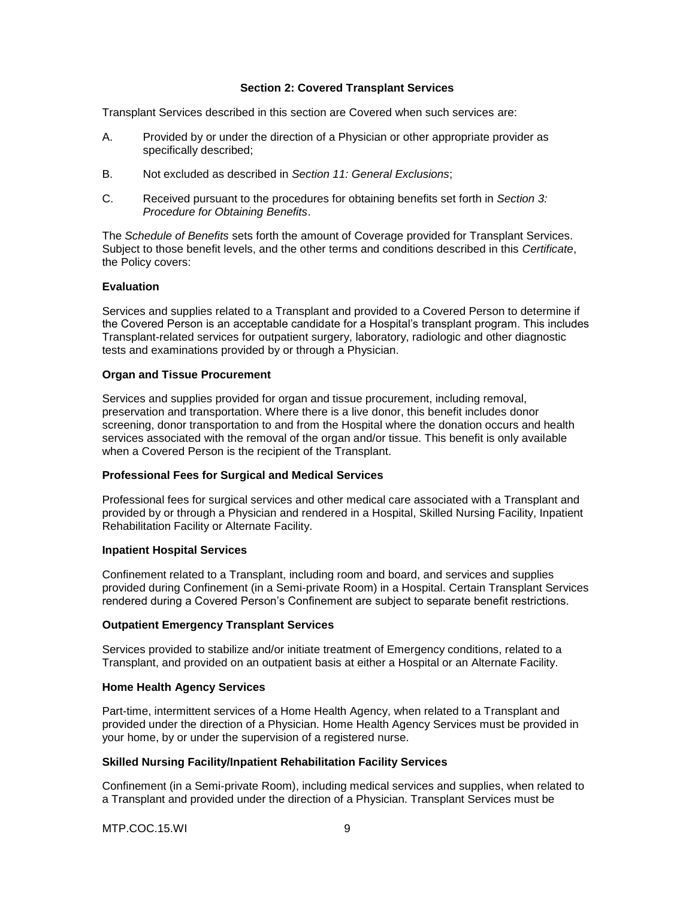## Section 2: Covered Transplant Services

Transplant Services described in this section are Covered when such services are:

A. Provided by or under the direction of a Physician or other appropriate provider as specifically described;

B. Not excluded as described in *Section 11: General Exclusions*;

C. Received pursuant to the procedures for obtaining benefits set forth in *Section 3: Procedure for Obtaining Benefits*.

The *Schedule of Benefits* sets forth the amount of Coverage provided for Transplant Services. Subject to those benefit levels, and the other terms and conditions described in this *Certificate*, the Policy covers:

### Evaluation

Services and supplies related to a Transplant and provided to a Covered Person to determine if the Covered Person is an acceptable candidate for a Hospital's transplant program. This includes Transplant-related services for outpatient surgery, laboratory, radiologic and other diagnostic tests and examinations provided by or through a Physician.

### Organ and Tissue Procurement

Services and supplies provided for organ and tissue procurement, including removal, preservation and transportation. Where there is a live donor, this benefit includes donor screening, donor transportation to and from the Hospital where the donation occurs and health services associated with the removal of the organ and/or tissue. This benefit is only available when a Covered Person is the recipient of the Transplant.

### Professional Fees for Surgical and Medical Services

Professional fees for surgical services and other medical care associated with a Transplant and provided by or through a Physician and rendered in a Hospital, Skilled Nursing Facility, Inpatient Rehabilitation Facility or Alternate Facility.

### Inpatient Hospital Services

Confinement related to a Transplant, including room and board, and services and supplies provided during Confinement (in a Semi-private Room) in a Hospital. Certain Transplant Services rendered during a Covered Person's Confinement are subject to separate benefit restrictions.

### Outpatient Emergency Transplant Services

Services provided to stabilize and/or initiate treatment of Emergency conditions, related to a Transplant, and provided on an outpatient basis at either a Hospital or an Alternate Facility.

### Home Health Agency Services

Part-time, intermittent services of a Home Health Agency, when related to a Transplant and provided under the direction of a Physician. Home Health Agency Services must be provided in your home, by or under the supervision of a registered nurse.

### Skilled Nursing Facility/Inpatient Rehabilitation Facility Services

Confinement (in a Semi-private Room), including medical services and supplies, when related to a Transplant and provided under the direction of a Physician. Transplant Services must be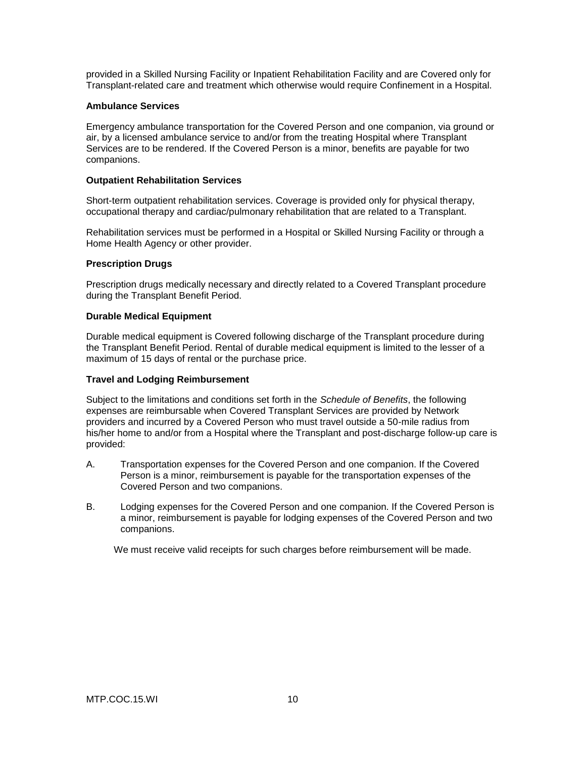provided in a Skilled Nursing Facility or Inpatient Rehabilitation Facility and are Covered only for Transplant-related care and treatment which otherwise would require Confinement in a Hospital.

**Ambulance Services**

Emergency ambulance transportation for the Covered Person and one companion, via ground or air, by a licensed ambulance service to and/or from the treating Hospital where Transplant Services are to be rendered. If the Covered Person is a minor, benefits are payable for two companions.

**Outpatient Rehabilitation Services**

Short-term outpatient rehabilitation services. Coverage is provided only for physical therapy, occupational therapy and cardiac/pulmonary rehabilitation that are related to a Transplant.

Rehabilitation services must be performed in a Hospital or Skilled Nursing Facility or through a Home Health Agency or other provider.

**Prescription Drugs**

Prescription drugs medically necessary and directly related to a Covered Transplant procedure during the Transplant Benefit Period.

**Durable Medical Equipment**

Durable medical equipment is Covered following discharge of the Transplant procedure during the Transplant Benefit Period. Rental of durable medical equipment is limited to the lesser of a maximum of 15 days of rental or the purchase price.

**Travel and Lodging Reimbursement**

Subject to the limitations and conditions set forth in the *Schedule of Benefits*, the following expenses are reimbursable when Covered Transplant Services are provided by Network providers and incurred by a Covered Person who must travel outside a 50-mile radius from his/her home to and/or from a Hospital where the Transplant and post-discharge follow-up care is provided:

A. Transportation expenses for the Covered Person and one companion. If the Covered Person is a minor, reimbursement is payable for the transportation expenses of the Covered Person and two companions.

B. Lodging expenses for the Covered Person and one companion. If the Covered Person is a minor, reimbursement is payable for lodging expenses of the Covered Person and two companions.

We must receive valid receipts for such charges before reimbursement will be made.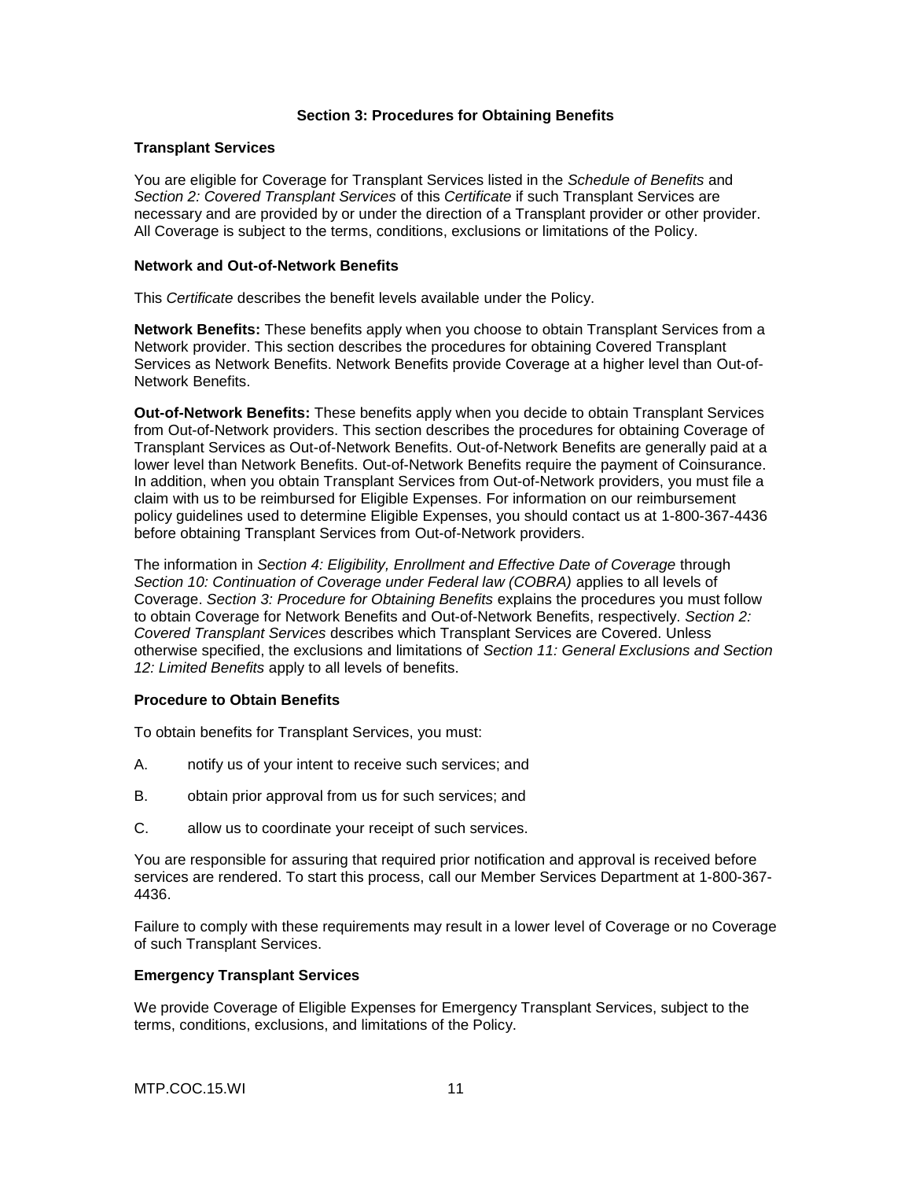## Section 3: Procedures for Obtaining Benefits

### Transplant Services

You are eligible for Coverage for Transplant Services listed in the *Schedule of Benefits* and *Section 2: Covered Transplant Services* of this *Certificate* if such Transplant Services are necessary and are provided by or under the direction of a Transplant provider or other provider. All Coverage is subject to the terms, conditions, exclusions or limitations of the Policy.

### Network and Out-of-Network Benefits

This *Certificate* describes the benefit levels available under the Policy.

**Network Benefits:** These benefits apply when you choose to obtain Transplant Services from a Network provider. This section describes the procedures for obtaining Covered Transplant Services as Network Benefits. Network Benefits provide Coverage at a higher level than Out-of-Network Benefits.

**Out-of-Network Benefits:** These benefits apply when you decide to obtain Transplant Services from Out-of-Network providers. This section describes the procedures for obtaining Coverage of Transplant Services as Out-of-Network Benefits. Out-of-Network Benefits are generally paid at a lower level than Network Benefits. Out-of-Network Benefits require the payment of Coinsurance. In addition, when you obtain Transplant Services from Out-of-Network providers, you must file a claim with us to be reimbursed for Eligible Expenses. For information on our reimbursement policy guidelines used to determine Eligible Expenses, you should contact us at 1-800-367-4436 before obtaining Transplant Services from Out-of-Network providers.

The information in *Section 4: Eligibility, Enrollment and Effective Date of Coverage* through *Section 10: Continuation of Coverage under Federal law (COBRA)* applies to all levels of Coverage. *Section 3: Procedure for Obtaining Benefits* explains the procedures you must follow to obtain Coverage for Network Benefits and Out-of-Network Benefits, respectively. *Section 2: Covered Transplant Services* describes which Transplant Services are Covered. Unless otherwise specified, the exclusions and limitations of *Section 11: General Exclusions and Section 12: Limited Benefits* apply to all levels of benefits.

### Procedure to Obtain Benefits

To obtain benefits for Transplant Services, you must:

A. notify us of your intent to receive such services; and

B. obtain prior approval from us for such services; and

C. allow us to coordinate your receipt of such services.

You are responsible for assuring that required prior notification and approval is received before services are rendered. To start this process, call our Member Services Department at 1-800-367-4436.

Failure to comply with these requirements may result in a lower level of Coverage or no Coverage of such Transplant Services.

### Emergency Transplant Services

We provide Coverage of Eligible Expenses for Emergency Transplant Services, subject to the terms, conditions, exclusions, and limitations of the Policy.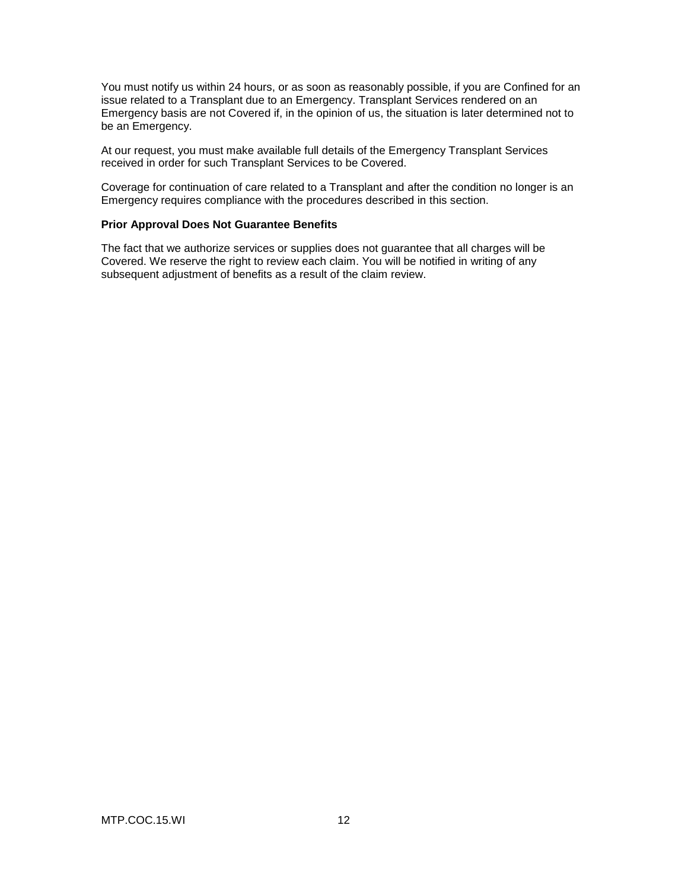You must notify us within 24 hours, or as soon as reasonably possible, if you are Confined for an issue related to a Transplant due to an Emergency. Transplant Services rendered on an Emergency basis are not Covered if, in the opinion of us, the situation is later determined not to be an Emergency.

At our request, you must make available full details of the Emergency Transplant Services received in order for such Transplant Services to be Covered.

Coverage for continuation of care related to a Transplant and after the condition no longer is an Emergency requires compliance with the procedures described in this section.

**Prior Approval Does Not Guarantee Benefits**

The fact that we authorize services or supplies does not guarantee that all charges will be Covered. We reserve the right to review each claim. You will be notified in writing of any subsequent adjustment of benefits as a result of the claim review.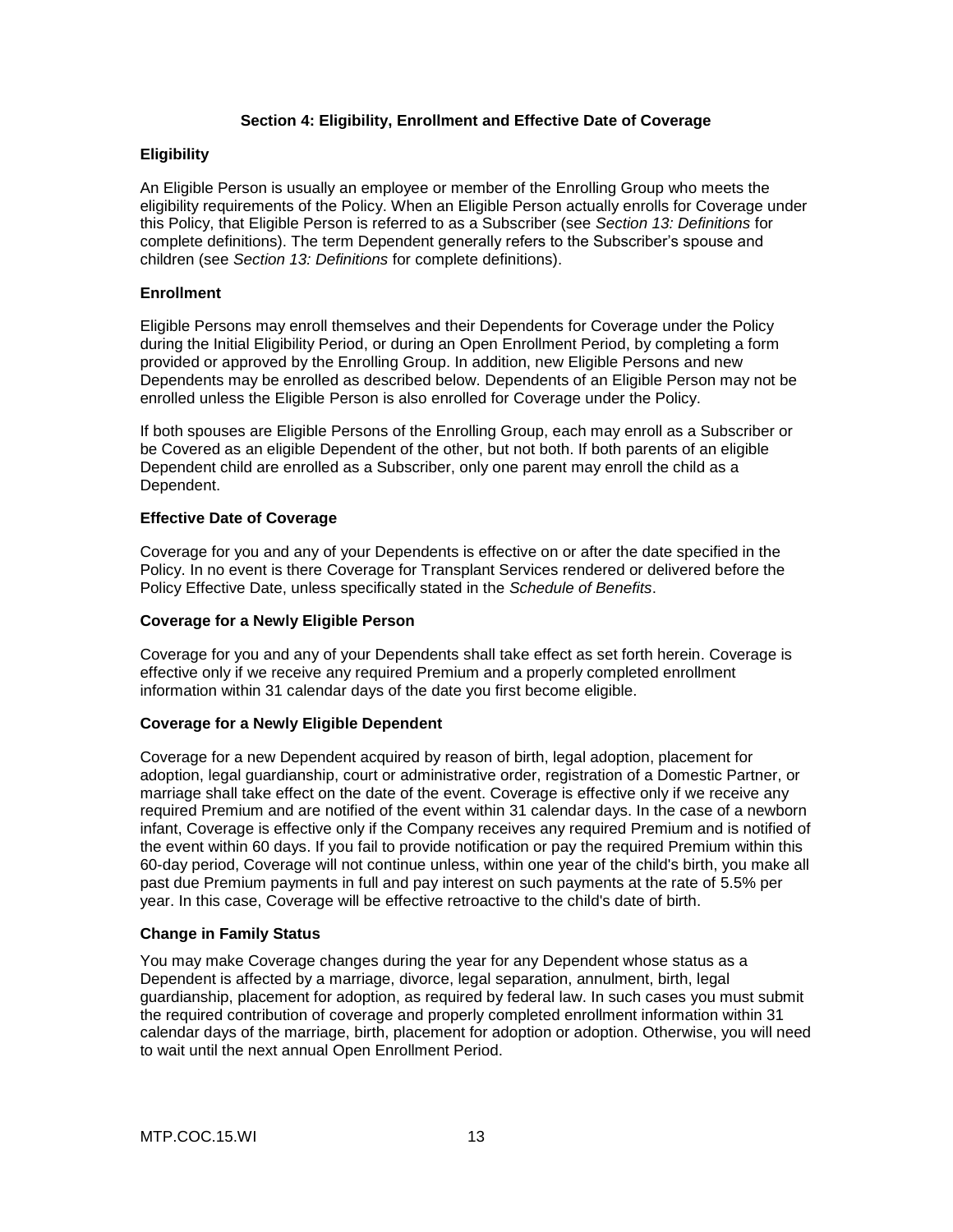## Section 4: Eligibility, Enrollment and Effective Date of Coverage

### Eligibility

An Eligible Person is usually an employee or member of the Enrolling Group who meets the eligibility requirements of the Policy. When an Eligible Person actually enrolls for Coverage under this Policy, that Eligible Person is referred to as a Subscriber (see *Section 13: Definitions* for complete definitions). The term Dependent generally refers to the Subscriber's spouse and children (see *Section 13: Definitions* for complete definitions).

### Enrollment

Eligible Persons may enroll themselves and their Dependents for Coverage under the Policy during the Initial Eligibility Period, or during an Open Enrollment Period, by completing a form provided or approved by the Enrolling Group. In addition, new Eligible Persons and new Dependents may be enrolled as described below. Dependents of an Eligible Person may not be enrolled unless the Eligible Person is also enrolled for Coverage under the Policy.

If both spouses are Eligible Persons of the Enrolling Group, each may enroll as a Subscriber or be Covered as an eligible Dependent of the other, but not both. If both parents of an eligible Dependent child are enrolled as a Subscriber, only one parent may enroll the child as a Dependent.

### Effective Date of Coverage

Coverage for you and any of your Dependents is effective on or after the date specified in the Policy. In no event is there Coverage for Transplant Services rendered or delivered before the Policy Effective Date, unless specifically stated in the *Schedule of Benefits*.

### Coverage for a Newly Eligible Person

Coverage for you and any of your Dependents shall take effect as set forth herein. Coverage is effective only if we receive any required Premium and a properly completed enrollment information within 31 calendar days of the date you first become eligible.

### Coverage for a Newly Eligible Dependent

Coverage for a new Dependent acquired by reason of birth, legal adoption, placement for adoption, legal guardianship, court or administrative order, registration of a Domestic Partner, or marriage shall take effect on the date of the event. Coverage is effective only if we receive any required Premium and are notified of the event within 31 calendar days. In the case of a newborn infant, Coverage is effective only if the Company receives any required Premium and is notified of the event within 60 days. If you fail to provide notification or pay the required Premium within this 60-day period, Coverage will not continue unless, within one year of the child's birth, you make all past due Premium payments in full and pay interest on such payments at the rate of 5.5% per year. In this case, Coverage will be effective retroactive to the child's date of birth.

### Change in Family Status

You may make Coverage changes during the year for any Dependent whose status as a Dependent is affected by a marriage, divorce, legal separation, annulment, birth, legal guardianship, placement for adoption, as required by federal law. In such cases you must submit the required contribution of coverage and properly completed enrollment information within 31 calendar days of the marriage, birth, placement for adoption or adoption. Otherwise, you will need to wait until the next annual Open Enrollment Period.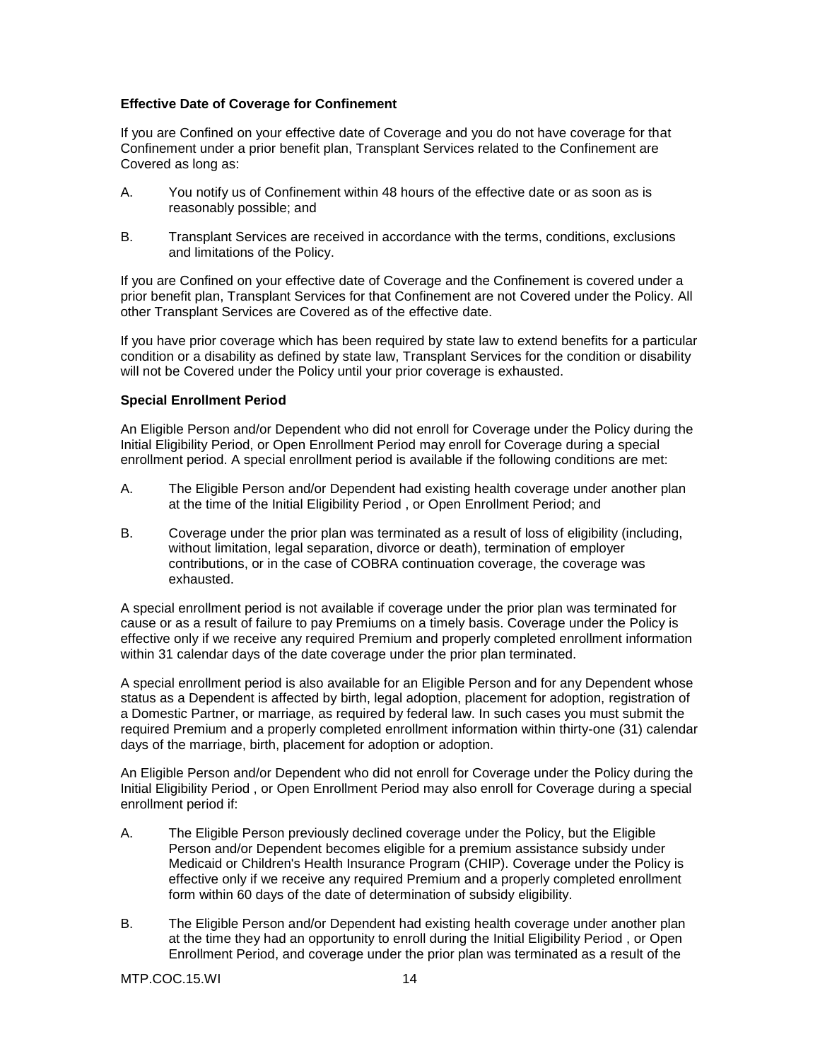**Effective Date of Coverage for Confinement**

If you are Confined on your effective date of Coverage and you do not have coverage for that Confinement under a prior benefit plan, Transplant Services related to the Confinement are Covered as long as:

A. You notify us of Confinement within 48 hours of the effective date or as soon as is reasonably possible; and

B. Transplant Services are received in accordance with the terms, conditions, exclusions and limitations of the Policy.

If you are Confined on your effective date of Coverage and the Confinement is covered under a prior benefit plan, Transplant Services for that Confinement are not Covered under the Policy. All other Transplant Services are Covered as of the effective date.

If you have prior coverage which has been required by state law to extend benefits for a particular condition or a disability as defined by state law, Transplant Services for the condition or disability will not be Covered under the Policy until your prior coverage is exhausted.

**Special Enrollment Period**

An Eligible Person and/or Dependent who did not enroll for Coverage under the Policy during the Initial Eligibility Period, or Open Enrollment Period may enroll for Coverage during a special enrollment period. A special enrollment period is available if the following conditions are met:

A. The Eligible Person and/or Dependent had existing health coverage under another plan at the time of the Initial Eligibility Period , or Open Enrollment Period; and

B. Coverage under the prior plan was terminated as a result of loss of eligibility (including, without limitation, legal separation, divorce or death), termination of employer contributions, or in the case of COBRA continuation coverage, the coverage was exhausted.

A special enrollment period is not available if coverage under the prior plan was terminated for cause or as a result of failure to pay Premiums on a timely basis. Coverage under the Policy is effective only if we receive any required Premium and properly completed enrollment information within 31 calendar days of the date coverage under the prior plan terminated.

A special enrollment period is also available for an Eligible Person and for any Dependent whose status as a Dependent is affected by birth, legal adoption, placement for adoption, registration of a Domestic Partner, or marriage, as required by federal law. In such cases you must submit the required Premium and a properly completed enrollment information within thirty-one (31) calendar days of the marriage, birth, placement for adoption or adoption.

An Eligible Person and/or Dependent who did not enroll for Coverage under the Policy during the Initial Eligibility Period , or Open Enrollment Period may also enroll for Coverage during a special enrollment period if:

A. The Eligible Person previously declined coverage under the Policy, but the Eligible Person and/or Dependent becomes eligible for a premium assistance subsidy under Medicaid or Children's Health Insurance Program (CHIP). Coverage under the Policy is effective only if we receive any required Premium and a properly completed enrollment form within 60 days of the date of determination of subsidy eligibility.

B. The Eligible Person and/or Dependent had existing health coverage under another plan at the time they had an opportunity to enroll during the Initial Eligibility Period , or Open Enrollment Period, and coverage under the prior plan was terminated as a result of the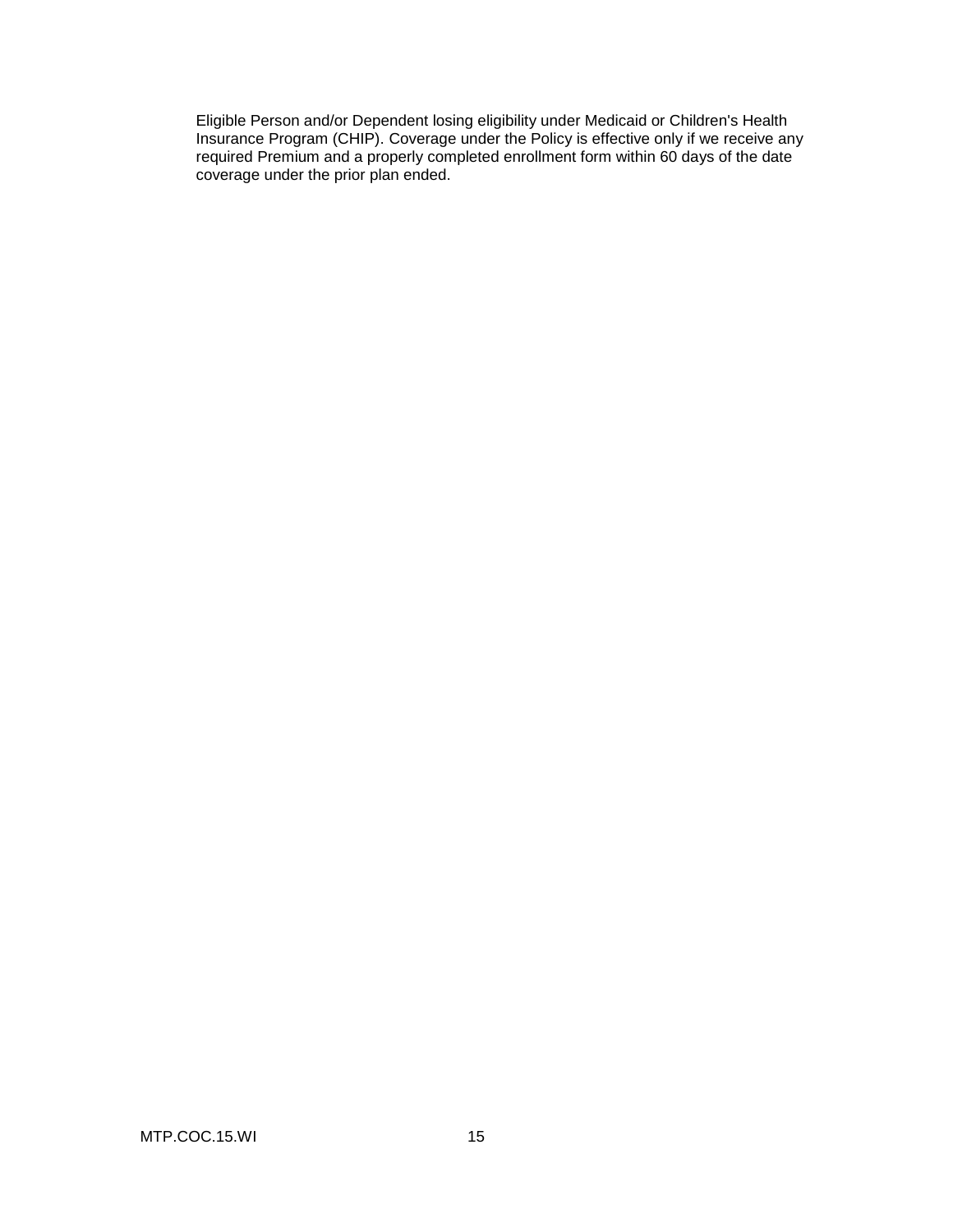Eligible Person and/or Dependent losing eligibility under Medicaid or Children's Health Insurance Program (CHIP). Coverage under the Policy is effective only if we receive any required Premium and a properly completed enrollment form within 60 days of the date coverage under the prior plan ended.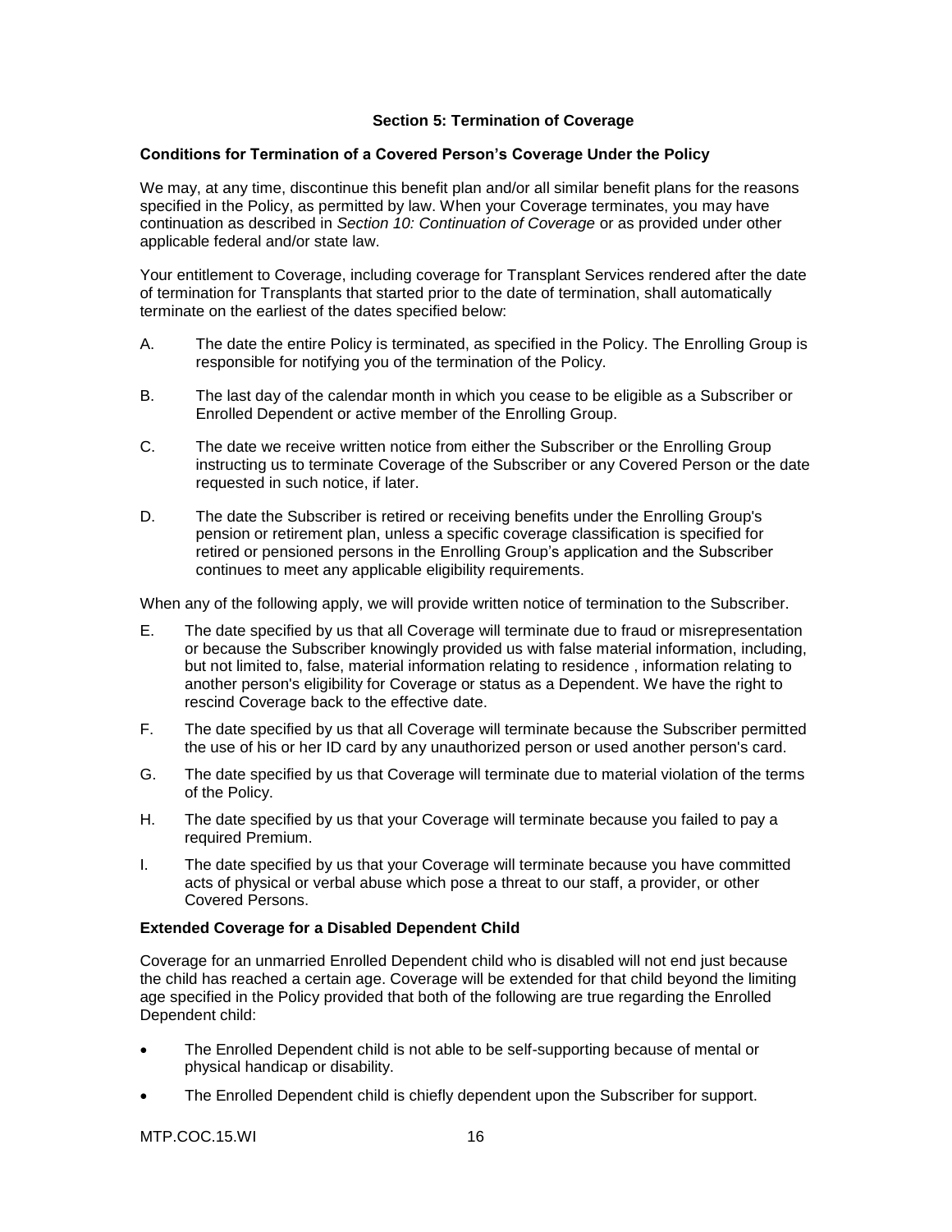## Section 5: Termination of Coverage

### Conditions for Termination of a Covered Person's Coverage Under the Policy

We may, at any time, discontinue this benefit plan and/or all similar benefit plans for the reasons specified in the Policy, as permitted by law. When your Coverage terminates, you may have continuation as described in *Section 10: Continuation of Coverage* or as provided under other applicable federal and/or state law.

Your entitlement to Coverage, including coverage for Transplant Services rendered after the date of termination for Transplants that started prior to the date of termination, shall automatically terminate on the earliest of the dates specified below:

A. The date the entire Policy is terminated, as specified in the Policy. The Enrolling Group is responsible for notifying you of the termination of the Policy.

B. The last day of the calendar month in which you cease to be eligible as a Subscriber or Enrolled Dependent or active member of the Enrolling Group.

C. The date we receive written notice from either the Subscriber or the Enrolling Group instructing us to terminate Coverage of the Subscriber or any Covered Person or the date requested in such notice, if later.

D. The date the Subscriber is retired or receiving benefits under the Enrolling Group's pension or retirement plan, unless a specific coverage classification is specified for retired or pensioned persons in the Enrolling Group's application and the Subscriber continues to meet any applicable eligibility requirements.

When any of the following apply, we will provide written notice of termination to the Subscriber.

E. The date specified by us that all Coverage will terminate due to fraud or misrepresentation or because the Subscriber knowingly provided us with false material information, including, but not limited to, false, material information relating to residence , information relating to another person's eligibility for Coverage or status as a Dependent. We have the right to rescind Coverage back to the effective date.

F. The date specified by us that all Coverage will terminate because the Subscriber permitted the use of his or her ID card by any unauthorized person or used another person's card.

G. The date specified by us that Coverage will terminate due to material violation of the terms of the Policy.

H. The date specified by us that your Coverage will terminate because you failed to pay a required Premium.

I. The date specified by us that your Coverage will terminate because you have committed acts of physical or verbal abuse which pose a threat to our staff, a provider, or other Covered Persons.

### Extended Coverage for a Disabled Dependent Child

Coverage for an unmarried Enrolled Dependent child who is disabled will not end just because the child has reached a certain age. Coverage will be extended for that child beyond the limiting age specified in the Policy provided that both of the following are true regarding the Enrolled Dependent child:

- The Enrolled Dependent child is not able to be self-supporting because of mental or physical handicap or disability.
- The Enrolled Dependent child is chiefly dependent upon the Subscriber for support.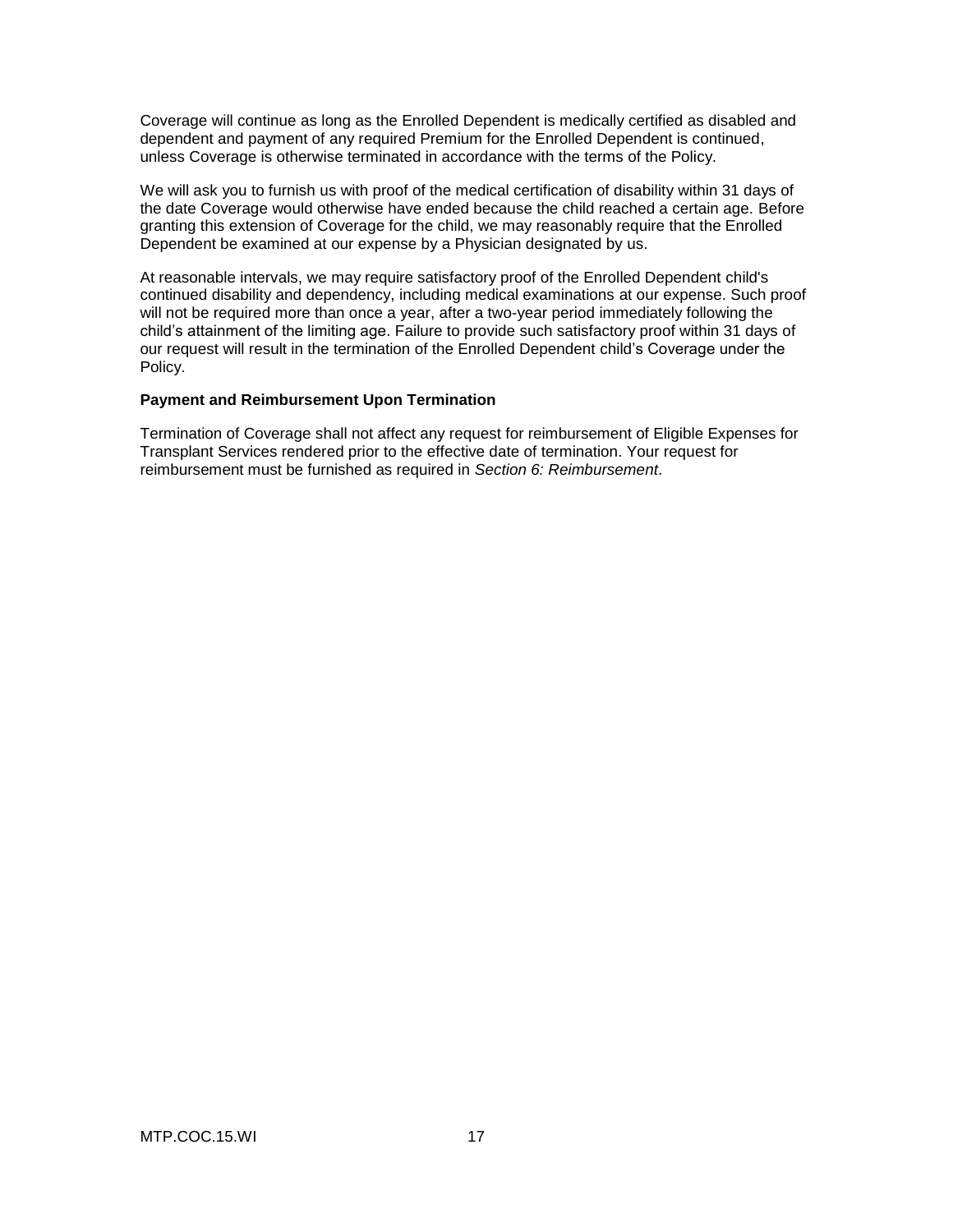Coverage will continue as long as the Enrolled Dependent is medically certified as disabled and dependent and payment of any required Premium for the Enrolled Dependent is continued, unless Coverage is otherwise terminated in accordance with the terms of the Policy.

We will ask you to furnish us with proof of the medical certification of disability within 31 days of the date Coverage would otherwise have ended because the child reached a certain age. Before granting this extension of Coverage for the child, we may reasonably require that the Enrolled Dependent be examined at our expense by a Physician designated by us.

At reasonable intervals, we may require satisfactory proof of the Enrolled Dependent child's continued disability and dependency, including medical examinations at our expense. Such proof will not be required more than once a year, after a two-year period immediately following the child's attainment of the limiting age. Failure to provide such satisfactory proof within 31 days of our request will result in the termination of the Enrolled Dependent child's Coverage under the Policy.

**Payment and Reimbursement Upon Termination**

Termination of Coverage shall not affect any request for reimbursement of Eligible Expenses for Transplant Services rendered prior to the effective date of termination. Your request for reimbursement must be furnished as required in *Section 6: Reimbursement*.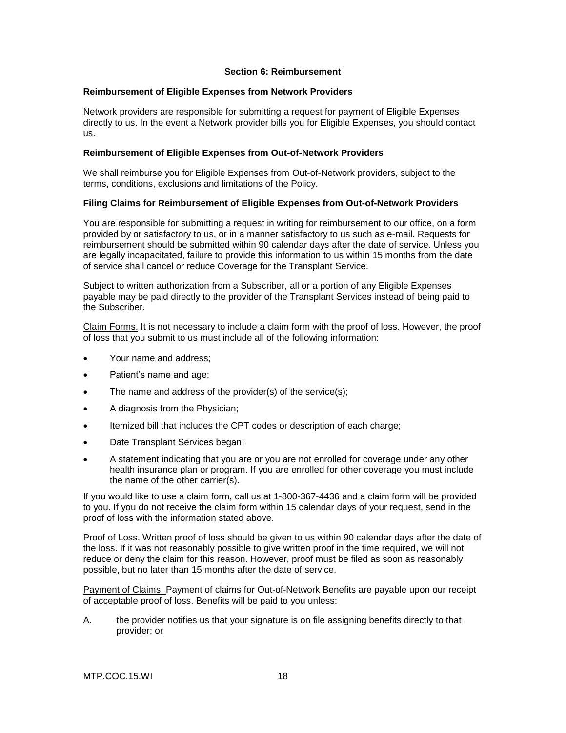## Section 6: Reimbursement

### Reimbursement of Eligible Expenses from Network Providers

Network providers are responsible for submitting a request for payment of Eligible Expenses directly to us. In the event a Network provider bills you for Eligible Expenses, you should contact us.

### Reimbursement of Eligible Expenses from Out-of-Network Providers

We shall reimburse you for Eligible Expenses from Out-of-Network providers, subject to the terms, conditions, exclusions and limitations of the Policy.

### Filing Claims for Reimbursement of Eligible Expenses from Out-of-Network Providers

You are responsible for submitting a request in writing for reimbursement to our office, on a form provided by or satisfactory to us, or in a manner satisfactory to us such as e-mail. Requests for reimbursement should be submitted within 90 calendar days after the date of service. Unless you are legally incapacitated, failure to provide this information to us within 15 months from the date of service shall cancel or reduce Coverage for the Transplant Service.

Subject to written authorization from a Subscriber, all or a portion of any Eligible Expenses payable may be paid directly to the provider of the Transplant Services instead of being paid to the Subscriber.

Claim Forms. It is not necessary to include a claim form with the proof of loss. However, the proof of loss that you submit to us must include all of the following information:

- Your name and address;
- Patient's name and age;
- The name and address of the provider(s) of the service(s);
- A diagnosis from the Physician;
- Itemized bill that includes the CPT codes or description of each charge;
- Date Transplant Services began;
- A statement indicating that you are or you are not enrolled for coverage under any other health insurance plan or program. If you are enrolled for other coverage you must include the name of the other carrier(s).

If you would like to use a claim form, call us at 1-800-367-4436 and a claim form will be provided to you. If you do not receive the claim form within 15 calendar days of your request, send in the proof of loss with the information stated above.

Proof of Loss. Written proof of loss should be given to us within 90 calendar days after the date of the loss. If it was not reasonably possible to give written proof in the time required, we will not reduce or deny the claim for this reason. However, proof must be filed as soon as reasonably possible, but no later than 15 months after the date of service.

Payment of Claims. Payment of claims for Out-of-Network Benefits are payable upon our receipt of acceptable proof of loss. Benefits will be paid to you unless:

A. the provider notifies us that your signature is on file assigning benefits directly to that provider; or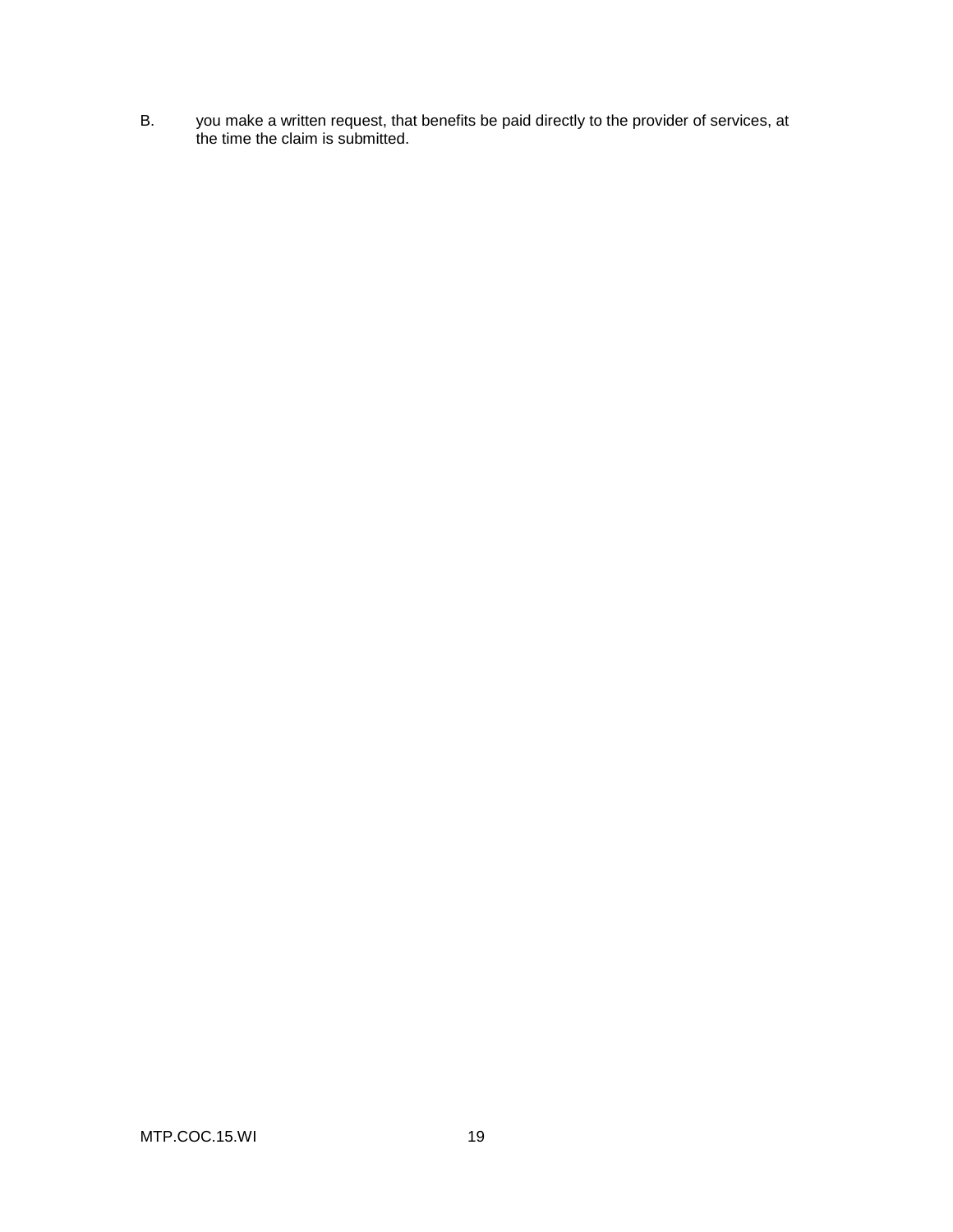B. you make a written request, that benefits be paid directly to the provider of services, at the time the claim is submitted.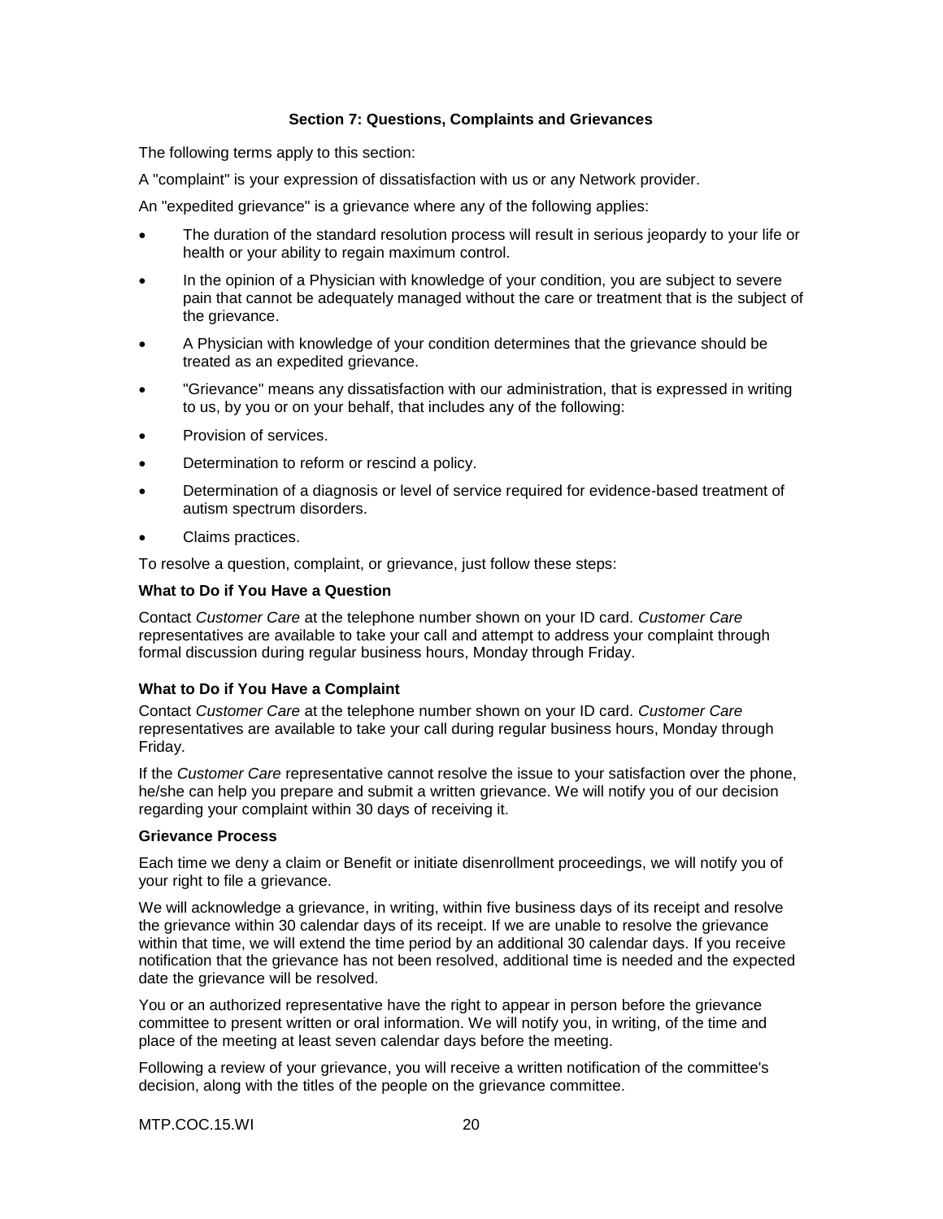## Section 7: Questions, Complaints and Grievances

The following terms apply to this section:

A "complaint" is your expression of dissatisfaction with us or any Network provider.

An "expedited grievance" is a grievance where any of the following applies:

- The duration of the standard resolution process will result in serious jeopardy to your life or health or your ability to regain maximum control.
- In the opinion of a Physician with knowledge of your condition, you are subject to severe pain that cannot be adequately managed without the care or treatment that is the subject of the grievance.
- A Physician with knowledge of your condition determines that the grievance should be treated as an expedited grievance.
- "Grievance" means any dissatisfaction with our administration, that is expressed in writing to us, by you or on your behalf, that includes any of the following:
- Provision of services.
- Determination to reform or rescind a policy.
- Determination of a diagnosis or level of service required for evidence-based treatment of autism spectrum disorders.
- Claims practices.

To resolve a question, complaint, or grievance, just follow these steps:

**What to Do if You Have a Question**

Contact *Customer Care* at the telephone number shown on your ID card. *Customer Care* representatives are available to take your call and attempt to address your complaint through formal discussion during regular business hours, Monday through Friday.

**What to Do if You Have a Complaint**

Contact *Customer Care* at the telephone number shown on your ID card. *Customer Care* representatives are available to take your call during regular business hours, Monday through Friday.

If the *Customer Care* representative cannot resolve the issue to your satisfaction over the phone, he/she can help you prepare and submit a written grievance. We will notify you of our decision regarding your complaint within 30 days of receiving it.

**Grievance Process**

Each time we deny a claim or Benefit or initiate disenrollment proceedings, we will notify you of your right to file a grievance.

We will acknowledge a grievance, in writing, within five business days of its receipt and resolve the grievance within 30 calendar days of its receipt. If we are unable to resolve the grievance within that time, we will extend the time period by an additional 30 calendar days. If you receive notification that the grievance has not been resolved, additional time is needed and the expected date the grievance will be resolved.

You or an authorized representative have the right to appear in person before the grievance committee to present written or oral information. We will notify you, in writing, of the time and place of the meeting at least seven calendar days before the meeting.

Following a review of your grievance, you will receive a written notification of the committee's decision, along with the titles of the people on the grievance committee.

MTP.COC.15.WI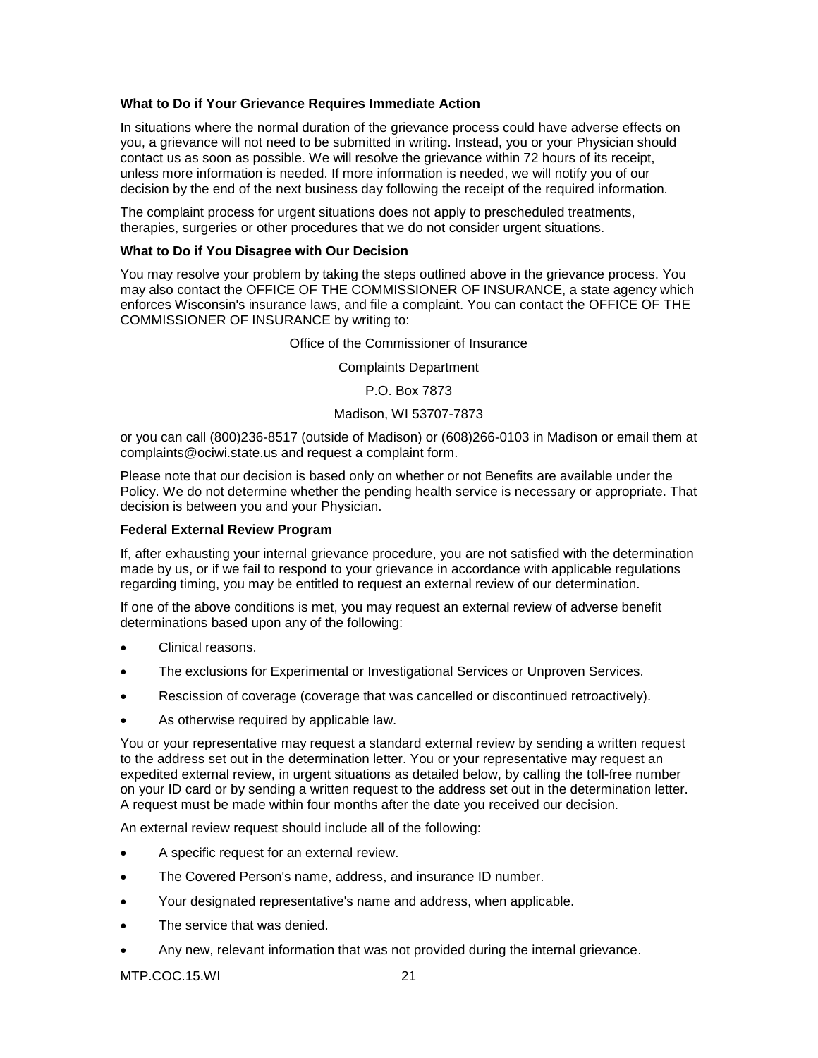**What to Do if Your Grievance Requires Immediate Action**

In situations where the normal duration of the grievance process could have adverse effects on you, a grievance will not need to be submitted in writing. Instead, you or your Physician should contact us as soon as possible. We will resolve the grievance within 72 hours of its receipt, unless more information is needed. If more information is needed, we will notify you of our decision by the end of the next business day following the receipt of the required information.

The complaint process for urgent situations does not apply to prescheduled treatments, therapies, surgeries or other procedures that we do not consider urgent situations.

**What to Do if You Disagree with Our Decision**

You may resolve your problem by taking the steps outlined above in the grievance process. You may also contact the OFFICE OF THE COMMISSIONER OF INSURANCE, a state agency which enforces Wisconsin's insurance laws, and file a complaint. You can contact the OFFICE OF THE COMMISSIONER OF INSURANCE by writing to:

Office of the Commissioner of Insurance

Complaints Department

P.O. Box 7873

Madison, WI 53707-7873

or you can call (800)236-8517 (outside of Madison) or (608)266-0103 in Madison or email them at complaints@ociwi.state.us and request a complaint form.

Please note that our decision is based only on whether or not Benefits are available under the Policy. We do not determine whether the pending health service is necessary or appropriate. That decision is between you and your Physician.

**Federal External Review Program**

If, after exhausting your internal grievance procedure, you are not satisfied with the determination made by us, or if we fail to respond to your grievance in accordance with applicable regulations regarding timing, you may be entitled to request an external review of our determination.

If one of the above conditions is met, you may request an external review of adverse benefit determinations based upon any of the following:

- Clinical reasons.
- The exclusions for Experimental or Investigational Services or Unproven Services.
- Rescission of coverage (coverage that was cancelled or discontinued retroactively).
- As otherwise required by applicable law.

You or your representative may request a standard external review by sending a written request to the address set out in the determination letter. You or your representative may request an expedited external review, in urgent situations as detailed below, by calling the toll-free number on your ID card or by sending a written request to the address set out in the determination letter. A request must be made within four months after the date you received our decision.

An external review request should include all of the following:

- A specific request for an external review.
- The Covered Person's name, address, and insurance ID number.
- Your designated representative's name and address, when applicable.
- The service that was denied.
- Any new, relevant information that was not provided during the internal grievance.

MTP.COC.15.WI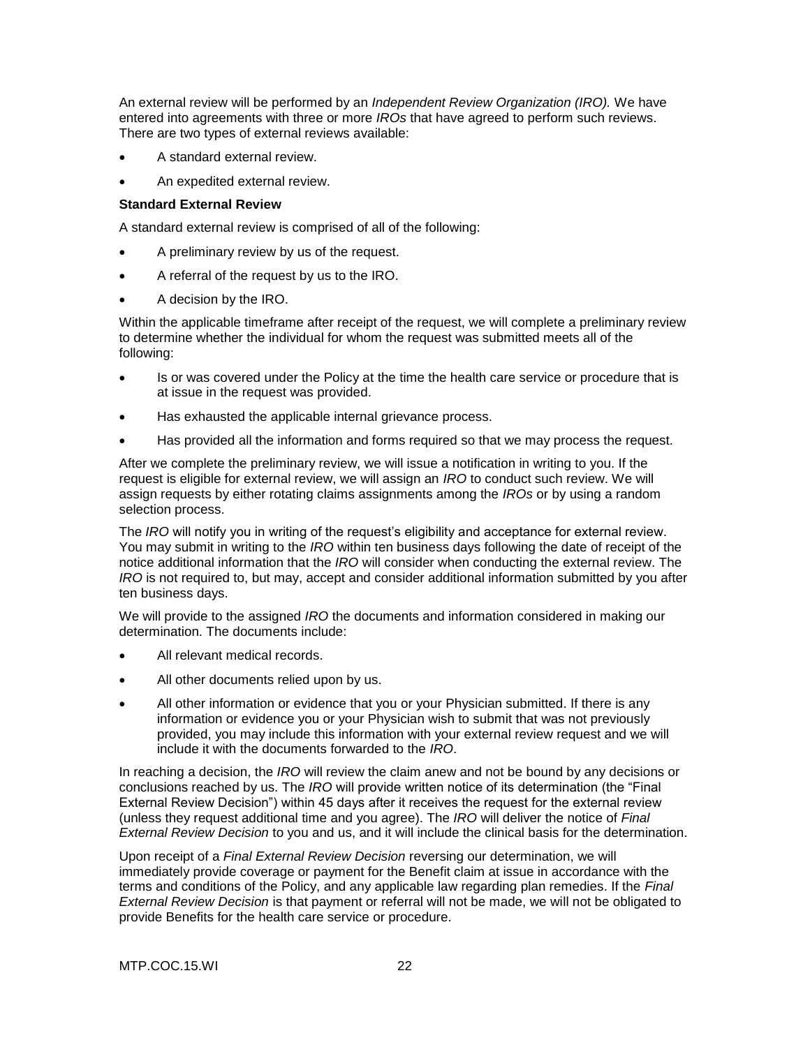An external review will be performed by an *Independent Review Organization (IRO).* We have entered into agreements with three or more *IROs* that have agreed to perform such reviews. There are two types of external reviews available:

- A standard external review.
- An expedited external review.

**Standard External Review**

A standard external review is comprised of all of the following:

- A preliminary review by us of the request.
- A referral of the request by us to the IRO.
- A decision by the IRO.

Within the applicable timeframe after receipt of the request, we will complete a preliminary review to determine whether the individual for whom the request was submitted meets all of the following:

- Is or was covered under the Policy at the time the health care service or procedure that is at issue in the request was provided.
- Has exhausted the applicable internal grievance process.
- Has provided all the information and forms required so that we may process the request.

After we complete the preliminary review, we will issue a notification in writing to you. If the request is eligible for external review, we will assign an *IRO* to conduct such review. We will assign requests by either rotating claims assignments among the *IROs* or by using a random selection process.

The *IRO* will notify you in writing of the request's eligibility and acceptance for external review. You may submit in writing to the *IRO* within ten business days following the date of receipt of the notice additional information that the *IRO* will consider when conducting the external review. The *IRO* is not required to, but may, accept and consider additional information submitted by you after ten business days.

We will provide to the assigned *IRO* the documents and information considered in making our determination. The documents include:

- All relevant medical records.
- All other documents relied upon by us.
- All other information or evidence that you or your Physician submitted. If there is any information or evidence you or your Physician wish to submit that was not previously provided, you may include this information with your external review request and we will include it with the documents forwarded to the *IRO*.

In reaching a decision, the *IRO* will review the claim anew and not be bound by any decisions or conclusions reached by us. The *IRO* will provide written notice of its determination (the "Final External Review Decision") within 45 days after it receives the request for the external review (unless they request additional time and you agree). The *IRO* will deliver the notice of *Final External Review Decision* to you and us, and it will include the clinical basis for the determination.

Upon receipt of a *Final External Review Decision* reversing our determination, we will immediately provide coverage or payment for the Benefit claim at issue in accordance with the terms and conditions of the Policy, and any applicable law regarding plan remedies. If the *Final External Review Decision* is that payment or referral will not be made, we will not be obligated to provide Benefits for the health care service or procedure.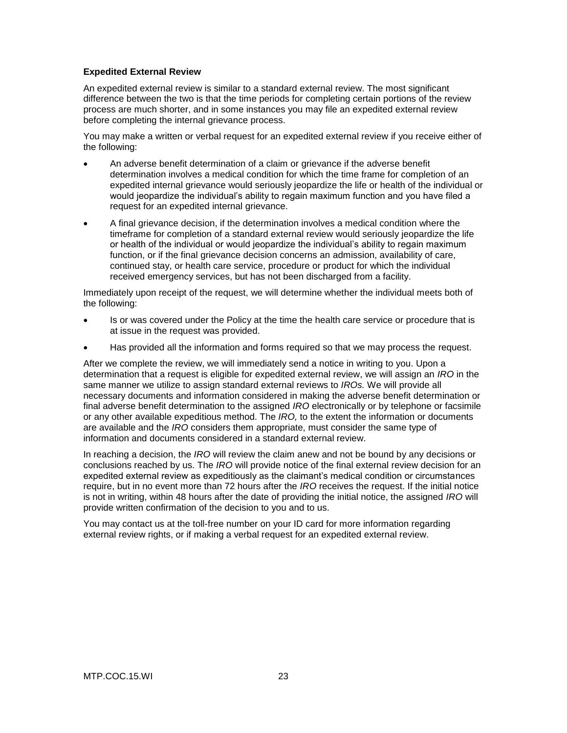**Expedited External Review**

An expedited external review is similar to a standard external review. The most significant difference between the two is that the time periods for completing certain portions of the review process are much shorter, and in some instances you may file an expedited external review before completing the internal grievance process.

You may make a written or verbal request for an expedited external review if you receive either of the following:

- An adverse benefit determination of a claim or grievance if the adverse benefit determination involves a medical condition for which the time frame for completion of an expedited internal grievance would seriously jeopardize the life or health of the individual or would jeopardize the individual's ability to regain maximum function and you have filed a request for an expedited internal grievance.
- A final grievance decision, if the determination involves a medical condition where the timeframe for completion of a standard external review would seriously jeopardize the life or health of the individual or would jeopardize the individual's ability to regain maximum function, or if the final grievance decision concerns an admission, availability of care, continued stay, or health care service, procedure or product for which the individual received emergency services, but has not been discharged from a facility.

Immediately upon receipt of the request, we will determine whether the individual meets both of the following:

- Is or was covered under the Policy at the time the health care service or procedure that is at issue in the request was provided.
- Has provided all the information and forms required so that we may process the request.

After we complete the review, we will immediately send a notice in writing to you. Upon a determination that a request is eligible for expedited external review, we will assign an *IRO* in the same manner we utilize to assign standard external reviews to *IROs.* We will provide all necessary documents and information considered in making the adverse benefit determination or final adverse benefit determination to the assigned *IRO* electronically or by telephone or facsimile or any other available expeditious method. The *IRO,* to the extent the information or documents are available and the *IRO* considers them appropriate, must consider the same type of information and documents considered in a standard external review.

In reaching a decision, the *IRO* will review the claim anew and not be bound by any decisions or conclusions reached by us. The *IRO* will provide notice of the final external review decision for an expedited external review as expeditiously as the claimant's medical condition or circumstances require, but in no event more than 72 hours after the *IRO* receives the request. If the initial notice is not in writing, within 48 hours after the date of providing the initial notice, the assigned *IRO* will provide written confirmation of the decision to you and to us.

You may contact us at the toll-free number on your ID card for more information regarding external review rights, or if making a verbal request for an expedited external review.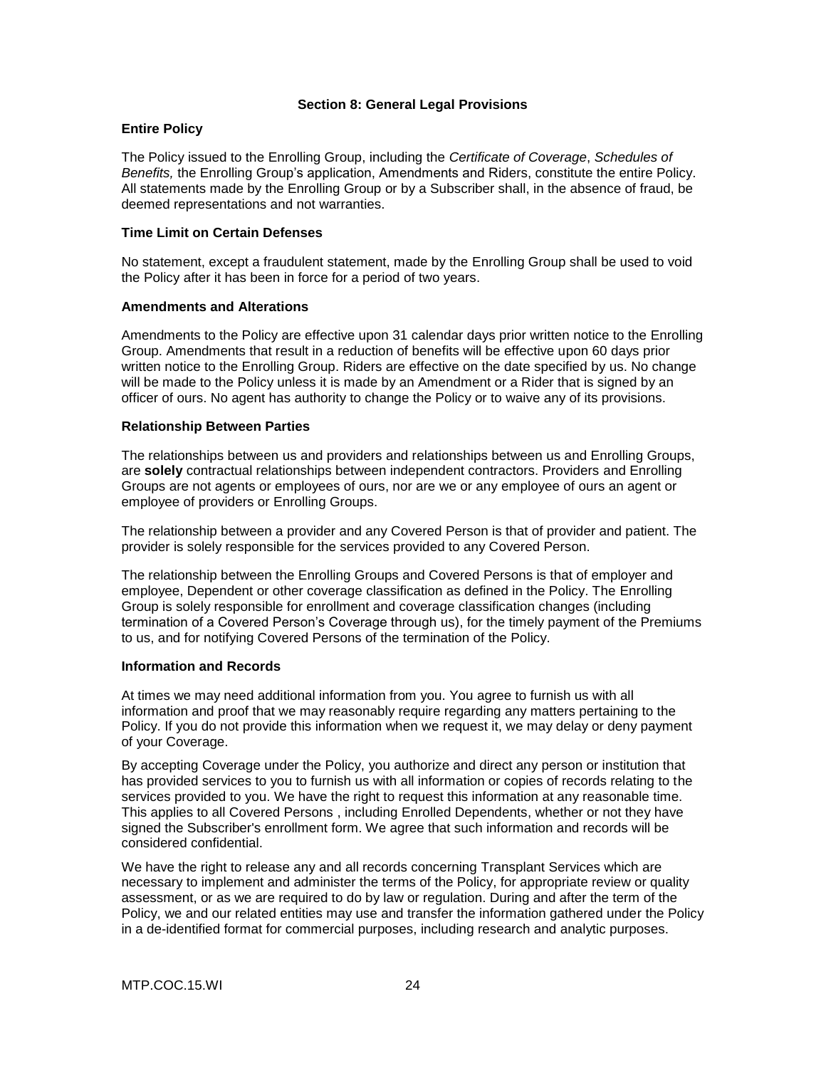## Section 8: General Legal Provisions

### Entire Policy

The Policy issued to the Enrolling Group, including the *Certificate of Coverage*, *Schedules of Benefits,* the Enrolling Group's application, Amendments and Riders, constitute the entire Policy. All statements made by the Enrolling Group or by a Subscriber shall, in the absence of fraud, be deemed representations and not warranties.

### Time Limit on Certain Defenses

No statement, except a fraudulent statement, made by the Enrolling Group shall be used to void the Policy after it has been in force for a period of two years.

### Amendments and Alterations

Amendments to the Policy are effective upon 31 calendar days prior written notice to the Enrolling Group. Amendments that result in a reduction of benefits will be effective upon 60 days prior written notice to the Enrolling Group. Riders are effective on the date specified by us. No change will be made to the Policy unless it is made by an Amendment or a Rider that is signed by an officer of ours. No agent has authority to change the Policy or to waive any of its provisions.

### Relationship Between Parties

The relationships between us and providers and relationships between us and Enrolling Groups, are **solely** contractual relationships between independent contractors. Providers and Enrolling Groups are not agents or employees of ours, nor are we or any employee of ours an agent or employee of providers or Enrolling Groups.

The relationship between a provider and any Covered Person is that of provider and patient. The provider is solely responsible for the services provided to any Covered Person.

The relationship between the Enrolling Groups and Covered Persons is that of employer and employee, Dependent or other coverage classification as defined in the Policy. The Enrolling Group is solely responsible for enrollment and coverage classification changes (including termination of a Covered Person's Coverage through us), for the timely payment of the Premiums to us, and for notifying Covered Persons of the termination of the Policy.

### Information and Records

At times we may need additional information from you. You agree to furnish us with all information and proof that we may reasonably require regarding any matters pertaining to the Policy. If you do not provide this information when we request it, we may delay or deny payment of your Coverage.

By accepting Coverage under the Policy, you authorize and direct any person or institution that has provided services to you to furnish us with all information or copies of records relating to the services provided to you. We have the right to request this information at any reasonable time. This applies to all Covered Persons , including Enrolled Dependents, whether or not they have signed the Subscriber's enrollment form. We agree that such information and records will be considered confidential.

We have the right to release any and all records concerning Transplant Services which are necessary to implement and administer the terms of the Policy, for appropriate review or quality assessment, or as we are required to do by law or regulation. During and after the term of the Policy, we and our related entities may use and transfer the information gathered under the Policy in a de-identified format for commercial purposes, including research and analytic purposes.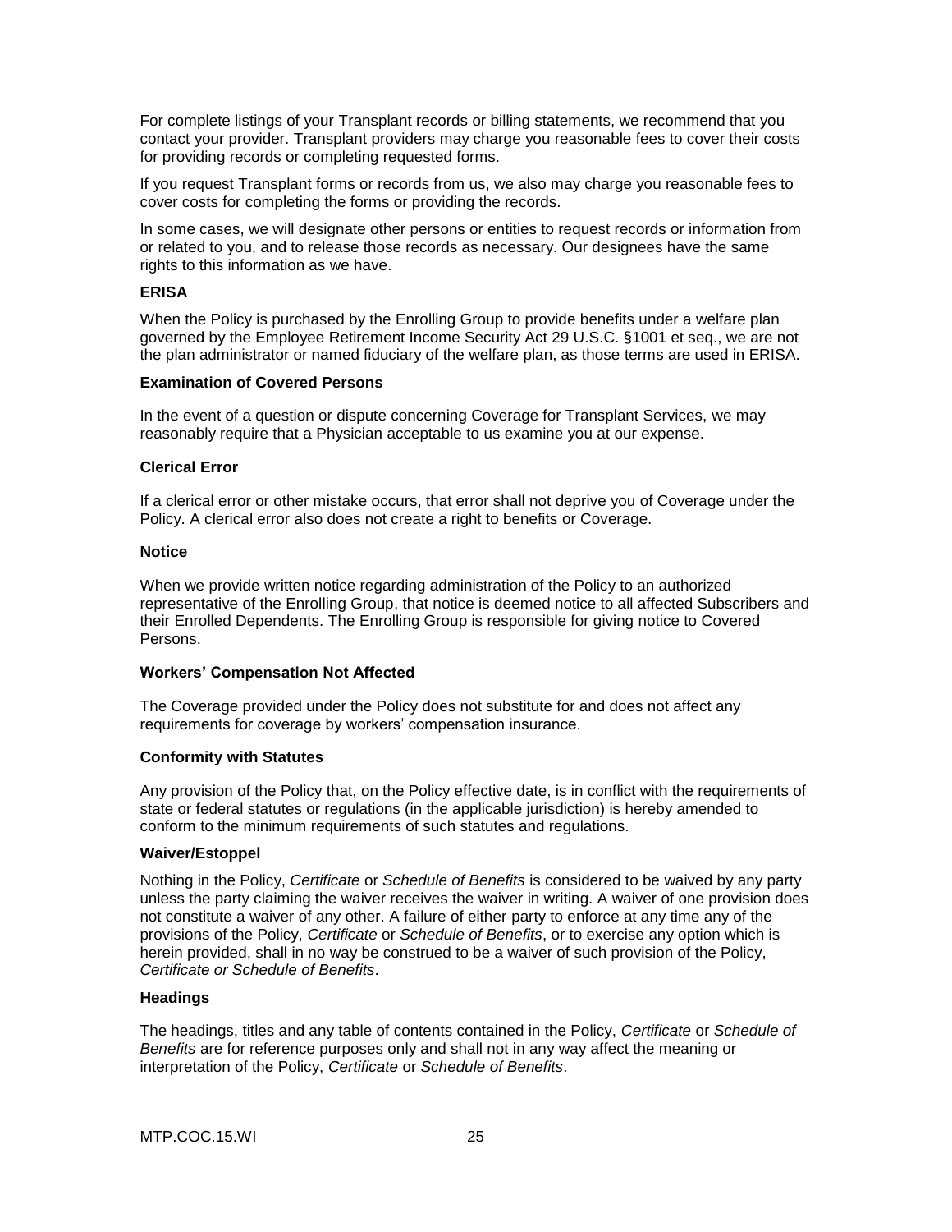For complete listings of your Transplant records or billing statements, we recommend that you contact your provider. Transplant providers may charge you reasonable fees to cover their costs for providing records or completing requested forms.

If you request Transplant forms or records from us, we also may charge you reasonable fees to cover costs for completing the forms or providing the records.

In some cases, we will designate other persons or entities to request records or information from or related to you, and to release those records as necessary. Our designees have the same rights to this information as we have.

**ERISA**

When the Policy is purchased by the Enrolling Group to provide benefits under a welfare plan governed by the Employee Retirement Income Security Act 29 U.S.C. §1001 et seq., we are not the plan administrator or named fiduciary of the welfare plan, as those terms are used in ERISA.

**Examination of Covered Persons**

In the event of a question or dispute concerning Coverage for Transplant Services, we may reasonably require that a Physician acceptable to us examine you at our expense.

**Clerical Error**

If a clerical error or other mistake occurs, that error shall not deprive you of Coverage under the Policy. A clerical error also does not create a right to benefits or Coverage.

**Notice**

When we provide written notice regarding administration of the Policy to an authorized representative of the Enrolling Group, that notice is deemed notice to all affected Subscribers and their Enrolled Dependents. The Enrolling Group is responsible for giving notice to Covered Persons.

**Workers' Compensation Not Affected**

The Coverage provided under the Policy does not substitute for and does not affect any requirements for coverage by workers' compensation insurance.

**Conformity with Statutes**

Any provision of the Policy that, on the Policy effective date, is in conflict with the requirements of state or federal statutes or regulations (in the applicable jurisdiction) is hereby amended to conform to the minimum requirements of such statutes and regulations.

**Waiver/Estoppel**

Nothing in the Policy, *Certificate* or *Schedule of Benefits* is considered to be waived by any party unless the party claiming the waiver receives the waiver in writing. A waiver of one provision does not constitute a waiver of any other. A failure of either party to enforce at any time any of the provisions of the Policy, *Certificate* or *Schedule of Benefits*, or to exercise any option which is herein provided, shall in no way be construed to be a waiver of such provision of the Policy, *Certificate or Schedule of Benefits*.

**Headings**

The headings, titles and any table of contents contained in the Policy, *Certificate* or *Schedule of Benefits* are for reference purposes only and shall not in any way affect the meaning or interpretation of the Policy, *Certificate* or *Schedule of Benefits*.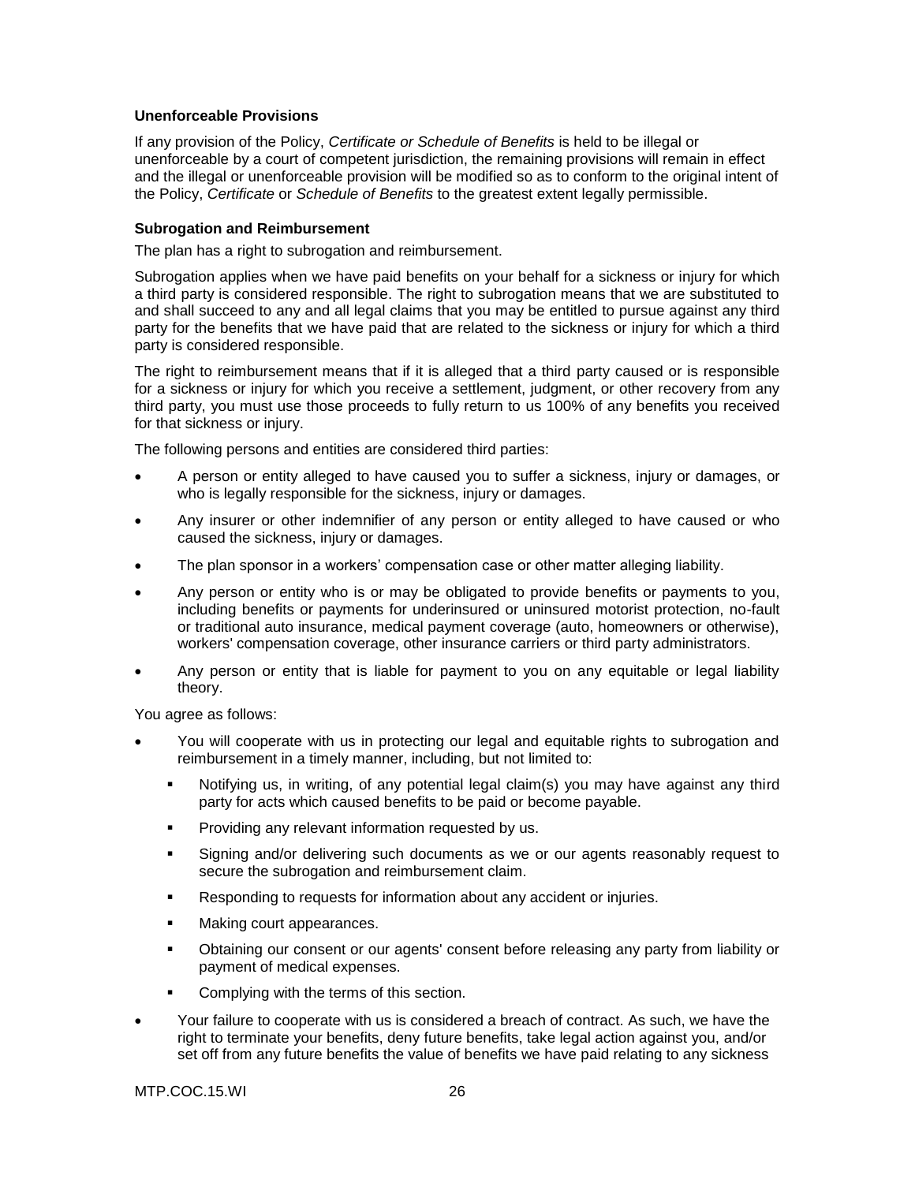**Unenforceable Provisions**

If any provision of the Policy, *Certificate or Schedule of Benefits* is held to be illegal or unenforceable by a court of competent jurisdiction, the remaining provisions will remain in effect and the illegal or unenforceable provision will be modified so as to conform to the original intent of the Policy, *Certificate* or *Schedule of Benefits* to the greatest extent legally permissible.

**Subrogation and Reimbursement**

The plan has a right to subrogation and reimbursement.

Subrogation applies when we have paid benefits on your behalf for a sickness or injury for which a third party is considered responsible. The right to subrogation means that we are substituted to and shall succeed to any and all legal claims that you may be entitled to pursue against any third party for the benefits that we have paid that are related to the sickness or injury for which a third party is considered responsible.

The right to reimbursement means that if it is alleged that a third party caused or is responsible for a sickness or injury for which you receive a settlement, judgment, or other recovery from any third party, you must use those proceeds to fully return to us 100% of any benefits you received for that sickness or injury.

The following persons and entities are considered third parties:

- A person or entity alleged to have caused you to suffer a sickness, injury or damages, or who is legally responsible for the sickness, injury or damages.
- Any insurer or other indemnifier of any person or entity alleged to have caused or who caused the sickness, injury or damages.
- The plan sponsor in a workers' compensation case or other matter alleging liability.
- Any person or entity who is or may be obligated to provide benefits or payments to you, including benefits or payments for underinsured or uninsured motorist protection, no-fault or traditional auto insurance, medical payment coverage (auto, homeowners or otherwise), workers' compensation coverage, other insurance carriers or third party administrators.
- Any person or entity that is liable for payment to you on any equitable or legal liability theory.

You agree as follows:

- You will cooperate with us in protecting our legal and equitable rights to subrogation and reimbursement in a timely manner, including, but not limited to:
  - Notifying us, in writing, of any potential legal claim(s) you may have against any third party for acts which caused benefits to be paid or become payable.
  - Providing any relevant information requested by us.
  - Signing and/or delivering such documents as we or our agents reasonably request to secure the subrogation and reimbursement claim.
  - Responding to requests for information about any accident or injuries.
  - Making court appearances.
  - Obtaining our consent or our agents' consent before releasing any party from liability or payment of medical expenses.
  - Complying with the terms of this section.
- Your failure to cooperate with us is considered a breach of contract. As such, we have the right to terminate your benefits, deny future benefits, take legal action against you, and/or set off from any future benefits the value of benefits we have paid relating to any sickness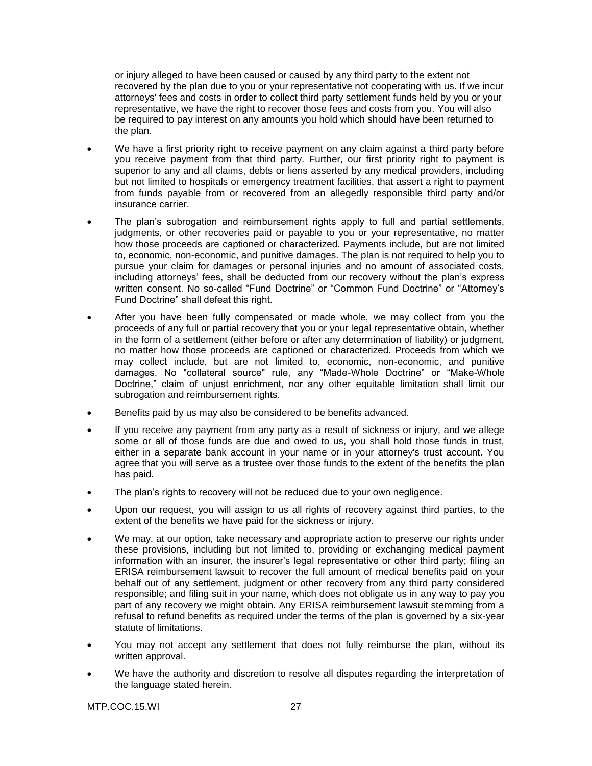or injury alleged to have been caused or caused by any third party to the extent not recovered by the plan due to you or your representative not cooperating with us. If we incur attorneys' fees and costs in order to collect third party settlement funds held by you or your representative, we have the right to recover those fees and costs from you. You will also be required to pay interest on any amounts you hold which should have been returned to the plan.

- We have a first priority right to receive payment on any claim against a third party before you receive payment from that third party. Further, our first priority right to payment is superior to any and all claims, debts or liens asserted by any medical providers, including but not limited to hospitals or emergency treatment facilities, that assert a right to payment from funds payable from or recovered from an allegedly responsible third party and/or insurance carrier.
- The plan's subrogation and reimbursement rights apply to full and partial settlements, judgments, or other recoveries paid or payable to you or your representative, no matter how those proceeds are captioned or characterized. Payments include, but are not limited to, economic, non-economic, and punitive damages. The plan is not required to help you to pursue your claim for damages or personal injuries and no amount of associated costs, including attorneys' fees, shall be deducted from our recovery without the plan's express written consent. No so-called "Fund Doctrine" or "Common Fund Doctrine" or "Attorney's Fund Doctrine" shall defeat this right.
- After you have been fully compensated or made whole, we may collect from you the proceeds of any full or partial recovery that you or your legal representative obtain, whether in the form of a settlement (either before or after any determination of liability) or judgment, no matter how those proceeds are captioned or characterized. Proceeds from which we may collect include, but are not limited to, economic, non-economic, and punitive damages. No "collateral source" rule, any "Made-Whole Doctrine" or "Make-Whole Doctrine," claim of unjust enrichment, nor any other equitable limitation shall limit our subrogation and reimbursement rights.
- Benefits paid by us may also be considered to be benefits advanced.
- If you receive any payment from any party as a result of sickness or injury, and we allege some or all of those funds are due and owed to us, you shall hold those funds in trust, either in a separate bank account in your name or in your attorney's trust account. You agree that you will serve as a trustee over those funds to the extent of the benefits the plan has paid.
- The plan's rights to recovery will not be reduced due to your own negligence.
- Upon our request, you will assign to us all rights of recovery against third parties, to the extent of the benefits we have paid for the sickness or injury.
- We may, at our option, take necessary and appropriate action to preserve our rights under these provisions, including but not limited to, providing or exchanging medical payment information with an insurer, the insurer's legal representative or other third party; filing an ERISA reimbursement lawsuit to recover the full amount of medical benefits paid on your behalf out of any settlement, judgment or other recovery from any third party considered responsible; and filing suit in your name, which does not obligate us in any way to pay you part of any recovery we might obtain. Any ERISA reimbursement lawsuit stemming from a refusal to refund benefits as required under the terms of the plan is governed by a six-year statute of limitations.
- You may not accept any settlement that does not fully reimburse the plan, without its written approval.
- We have the authority and discretion to resolve all disputes regarding the interpretation of the language stated herein.

MTP.COC.15.WI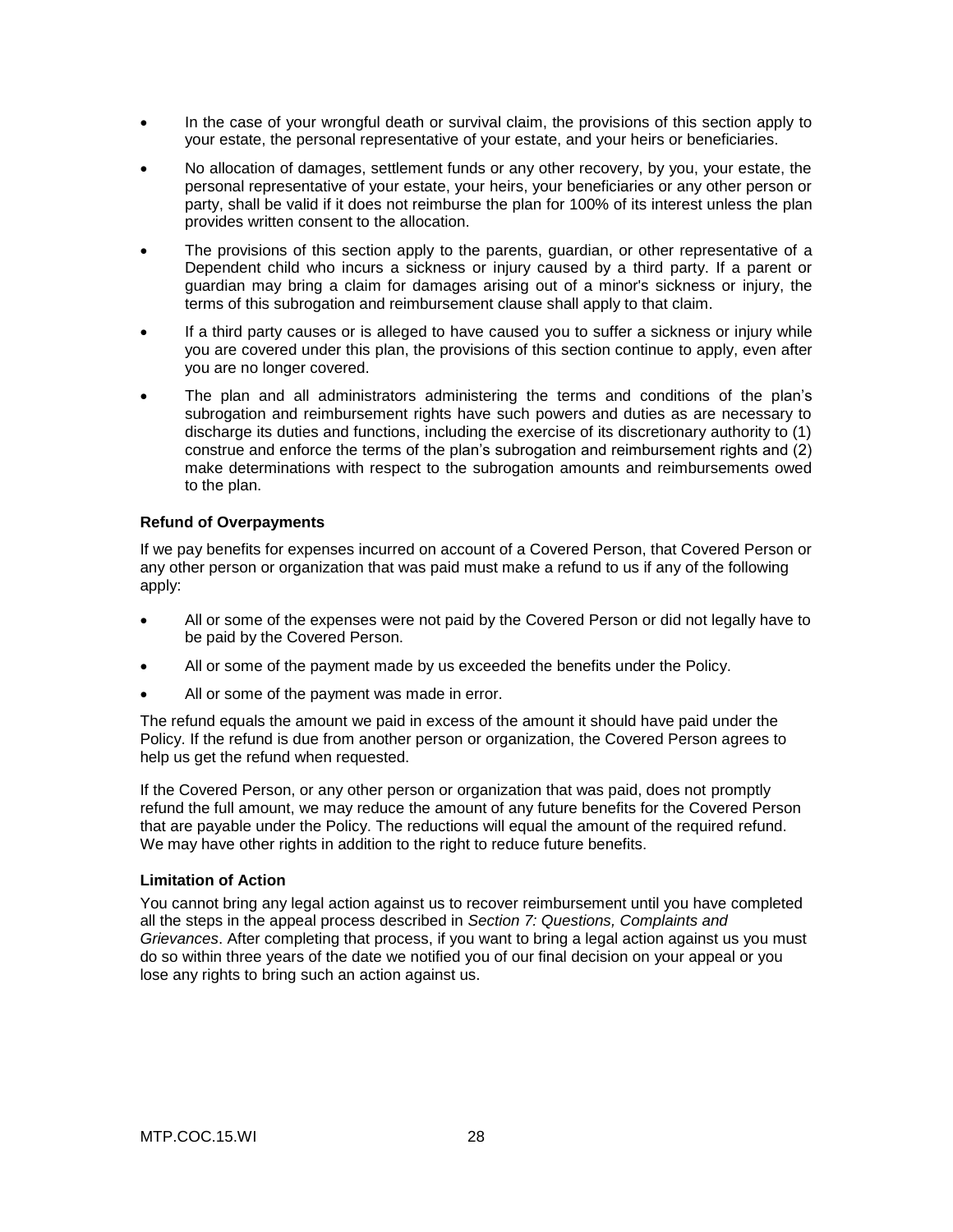- In the case of your wrongful death or survival claim, the provisions of this section apply to your estate, the personal representative of your estate, and your heirs or beneficiaries.
- No allocation of damages, settlement funds or any other recovery, by you, your estate, the personal representative of your estate, your heirs, your beneficiaries or any other person or party, shall be valid if it does not reimburse the plan for 100% of its interest unless the plan provides written consent to the allocation.
- The provisions of this section apply to the parents, guardian, or other representative of a Dependent child who incurs a sickness or injury caused by a third party. If a parent or guardian may bring a claim for damages arising out of a minor's sickness or injury, the terms of this subrogation and reimbursement clause shall apply to that claim.
- If a third party causes or is alleged to have caused you to suffer a sickness or injury while you are covered under this plan, the provisions of this section continue to apply, even after you are no longer covered.
- The plan and all administrators administering the terms and conditions of the plan's subrogation and reimbursement rights have such powers and duties as are necessary to discharge its duties and functions, including the exercise of its discretionary authority to (1) construe and enforce the terms of the plan's subrogation and reimbursement rights and (2) make determinations with respect to the subrogation amounts and reimbursements owed to the plan.

**Refund of Overpayments**

If we pay benefits for expenses incurred on account of a Covered Person, that Covered Person or any other person or organization that was paid must make a refund to us if any of the following apply:

- All or some of the expenses were not paid by the Covered Person or did not legally have to be paid by the Covered Person.
- All or some of the payment made by us exceeded the benefits under the Policy.
- All or some of the payment was made in error.

The refund equals the amount we paid in excess of the amount it should have paid under the Policy. If the refund is due from another person or organization, the Covered Person agrees to help us get the refund when requested.

If the Covered Person, or any other person or organization that was paid, does not promptly refund the full amount, we may reduce the amount of any future benefits for the Covered Person that are payable under the Policy. The reductions will equal the amount of the required refund. We may have other rights in addition to the right to reduce future benefits.

**Limitation of Action**

You cannot bring any legal action against us to recover reimbursement until you have completed all the steps in the appeal process described in *Section 7: Questions, Complaints and Grievances*. After completing that process, if you want to bring a legal action against us you must do so within three years of the date we notified you of our final decision on your appeal or you lose any rights to bring such an action against us.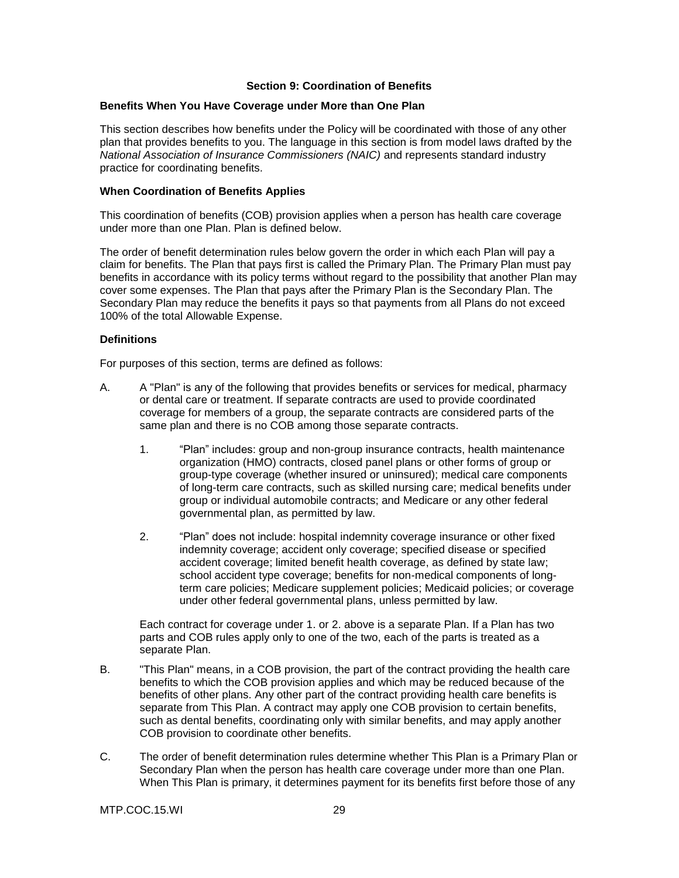## Section 9: Coordination of Benefits

### Benefits When You Have Coverage under More than One Plan

This section describes how benefits under the Policy will be coordinated with those of any other plan that provides benefits to you. The language in this section is from model laws drafted by the *National Association of Insurance Commissioners (NAIC)* and represents standard industry practice for coordinating benefits.

### When Coordination of Benefits Applies

This coordination of benefits (COB) provision applies when a person has health care coverage under more than one Plan. Plan is defined below.

The order of benefit determination rules below govern the order in which each Plan will pay a claim for benefits. The Plan that pays first is called the Primary Plan. The Primary Plan must pay benefits in accordance with its policy terms without regard to the possibility that another Plan may cover some expenses. The Plan that pays after the Primary Plan is the Secondary Plan. The Secondary Plan may reduce the benefits it pays so that payments from all Plans do not exceed 100% of the total Allowable Expense.

### Definitions

For purposes of this section, terms are defined as follows:

A. A "Plan" is any of the following that provides benefits or services for medical, pharmacy or dental care or treatment. If separate contracts are used to provide coordinated coverage for members of a group, the separate contracts are considered parts of the same plan and there is no COB among those separate contracts.

   1. "Plan" includes: group and non-group insurance contracts, health maintenance organization (HMO) contracts, closed panel plans or other forms of group or group-type coverage (whether insured or uninsured); medical care components of long-term care contracts, such as skilled nursing care; medical benefits under group or individual automobile contracts; and Medicare or any other federal governmental plan, as permitted by law.

   2. "Plan" does not include: hospital indemnity coverage insurance or other fixed indemnity coverage; accident only coverage; specified disease or specified accident coverage; limited benefit health coverage, as defined by state law; school accident type coverage; benefits for non-medical components of long-term care policies; Medicare supplement policies; Medicaid policies; or coverage under other federal governmental plans, unless permitted by law.

   Each contract for coverage under 1. or 2. above is a separate Plan. If a Plan has two parts and COB rules apply only to one of the two, each of the parts is treated as a separate Plan.

B. "This Plan" means, in a COB provision, the part of the contract providing the health care benefits to which the COB provision applies and which may be reduced because of the benefits of other plans. Any other part of the contract providing health care benefits is separate from This Plan. A contract may apply one COB provision to certain benefits, such as dental benefits, coordinating only with similar benefits, and may apply another COB provision to coordinate other benefits.

C. The order of benefit determination rules determine whether This Plan is a Primary Plan or Secondary Plan when the person has health care coverage under more than one Plan. When This Plan is primary, it determines payment for its benefits first before those of any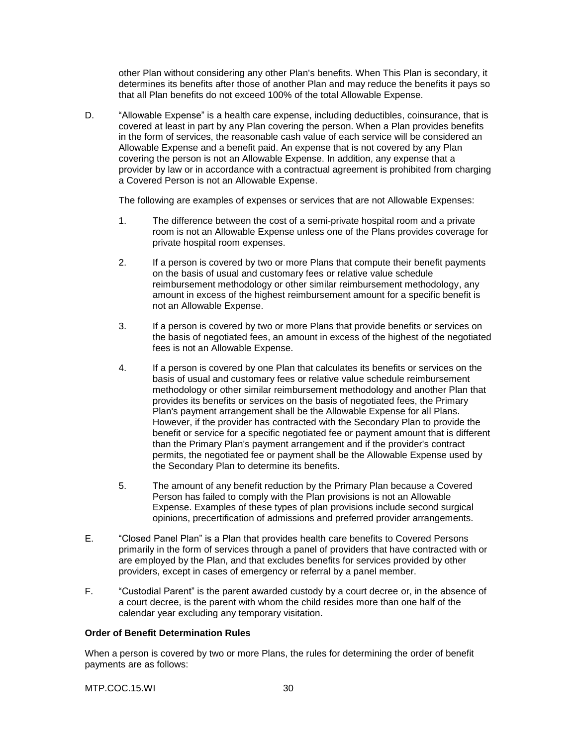other Plan without considering any other Plan's benefits. When This Plan is secondary, it determines its benefits after those of another Plan and may reduce the benefits it pays so that all Plan benefits do not exceed 100% of the total Allowable Expense.

D. "Allowable Expense" is a health care expense, including deductibles, coinsurance, that is covered at least in part by any Plan covering the person. When a Plan provides benefits in the form of services, the reasonable cash value of each service will be considered an Allowable Expense and a benefit paid. An expense that is not covered by any Plan covering the person is not an Allowable Expense. In addition, any expense that a provider by law or in accordance with a contractual agreement is prohibited from charging a Covered Person is not an Allowable Expense.

   The following are examples of expenses or services that are not Allowable Expenses:

   1. The difference between the cost of a semi-private hospital room and a private room is not an Allowable Expense unless one of the Plans provides coverage for private hospital room expenses.

   2. If a person is covered by two or more Plans that compute their benefit payments on the basis of usual and customary fees or relative value schedule reimbursement methodology or other similar reimbursement methodology, any amount in excess of the highest reimbursement amount for a specific benefit is not an Allowable Expense.

   3. If a person is covered by two or more Plans that provide benefits or services on the basis of negotiated fees, an amount in excess of the highest of the negotiated fees is not an Allowable Expense.

   4. If a person is covered by one Plan that calculates its benefits or services on the basis of usual and customary fees or relative value schedule reimbursement methodology or other similar reimbursement methodology and another Plan that provides its benefits or services on the basis of negotiated fees, the Primary Plan's payment arrangement shall be the Allowable Expense for all Plans. However, if the provider has contracted with the Secondary Plan to provide the benefit or service for a specific negotiated fee or payment amount that is different than the Primary Plan's payment arrangement and if the provider's contract permits, the negotiated fee or payment shall be the Allowable Expense used by the Secondary Plan to determine its benefits.

   5. The amount of any benefit reduction by the Primary Plan because a Covered Person has failed to comply with the Plan provisions is not an Allowable Expense. Examples of these types of plan provisions include second surgical opinions, precertification of admissions and preferred provider arrangements.

E. "Closed Panel Plan" is a Plan that provides health care benefits to Covered Persons primarily in the form of services through a panel of providers that have contracted with or are employed by the Plan, and that excludes benefits for services provided by other providers, except in cases of emergency or referral by a panel member.

F. "Custodial Parent" is the parent awarded custody by a court decree or, in the absence of a court decree, is the parent with whom the child resides more than one half of the calendar year excluding any temporary visitation.

**Order of Benefit Determination Rules**

When a person is covered by two or more Plans, the rules for determining the order of benefit payments are as follows:

MTP.COC.15.WI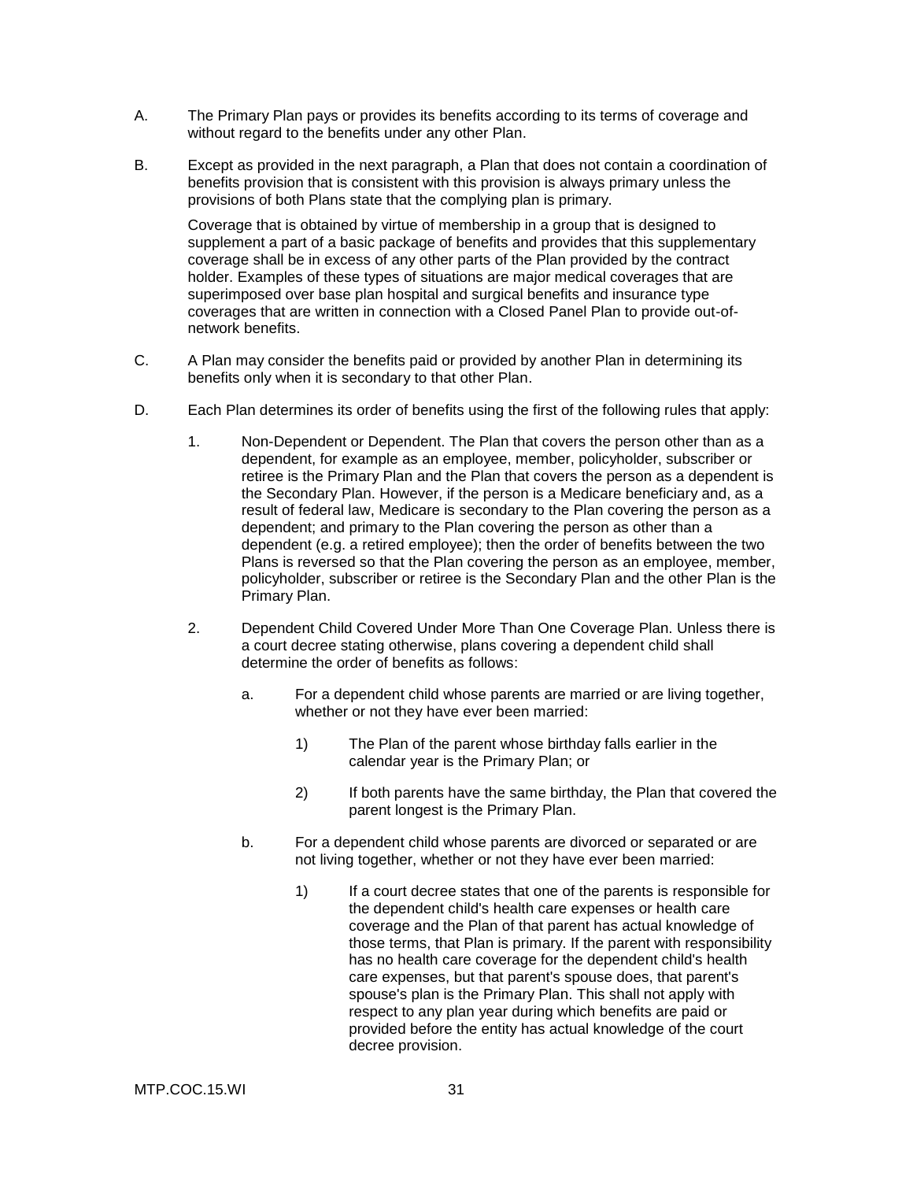A. The Primary Plan pays or provides its benefits according to its terms of coverage and without regard to the benefits under any other Plan.

B. Except as provided in the next paragraph, a Plan that does not contain a coordination of benefits provision that is consistent with this provision is always primary unless the provisions of both Plans state that the complying plan is primary.

   Coverage that is obtained by virtue of membership in a group that is designed to supplement a part of a basic package of benefits and provides that this supplementary coverage shall be in excess of any other parts of the Plan provided by the contract holder. Examples of these types of situations are major medical coverages that are superimposed over base plan hospital and surgical benefits and insurance type coverages that are written in connection with a Closed Panel Plan to provide out-of-network benefits.

C. A Plan may consider the benefits paid or provided by another Plan in determining its benefits only when it is secondary to that other Plan.

D. Each Plan determines its order of benefits using the first of the following rules that apply:

   1. Non-Dependent or Dependent. The Plan that covers the person other than as a dependent, for example as an employee, member, policyholder, subscriber or retiree is the Primary Plan and the Plan that covers the person as a dependent is the Secondary Plan. However, if the person is a Medicare beneficiary and, as a result of federal law, Medicare is secondary to the Plan covering the person as a dependent; and primary to the Plan covering the person as other than a dependent (e.g. a retired employee); then the order of benefits between the two Plans is reversed so that the Plan covering the person as an employee, member, policyholder, subscriber or retiree is the Secondary Plan and the other Plan is the Primary Plan.

   2. Dependent Child Covered Under More Than One Coverage Plan. Unless there is a court decree stating otherwise, plans covering a dependent child shall determine the order of benefits as follows:

      a. For a dependent child whose parents are married or are living together, whether or not they have ever been married:

         1) The Plan of the parent whose birthday falls earlier in the calendar year is the Primary Plan; or

         2) If both parents have the same birthday, the Plan that covered the parent longest is the Primary Plan.

      b. For a dependent child whose parents are divorced or separated or are not living together, whether or not they have ever been married:

         1) If a court decree states that one of the parents is responsible for the dependent child's health care expenses or health care coverage and the Plan of that parent has actual knowledge of those terms, that Plan is primary. If the parent with responsibility has no health care coverage for the dependent child's health care expenses, but that parent's spouse does, that parent's spouse's plan is the Primary Plan. This shall not apply with respect to any plan year during which benefits are paid or provided before the entity has actual knowledge of the court decree provision.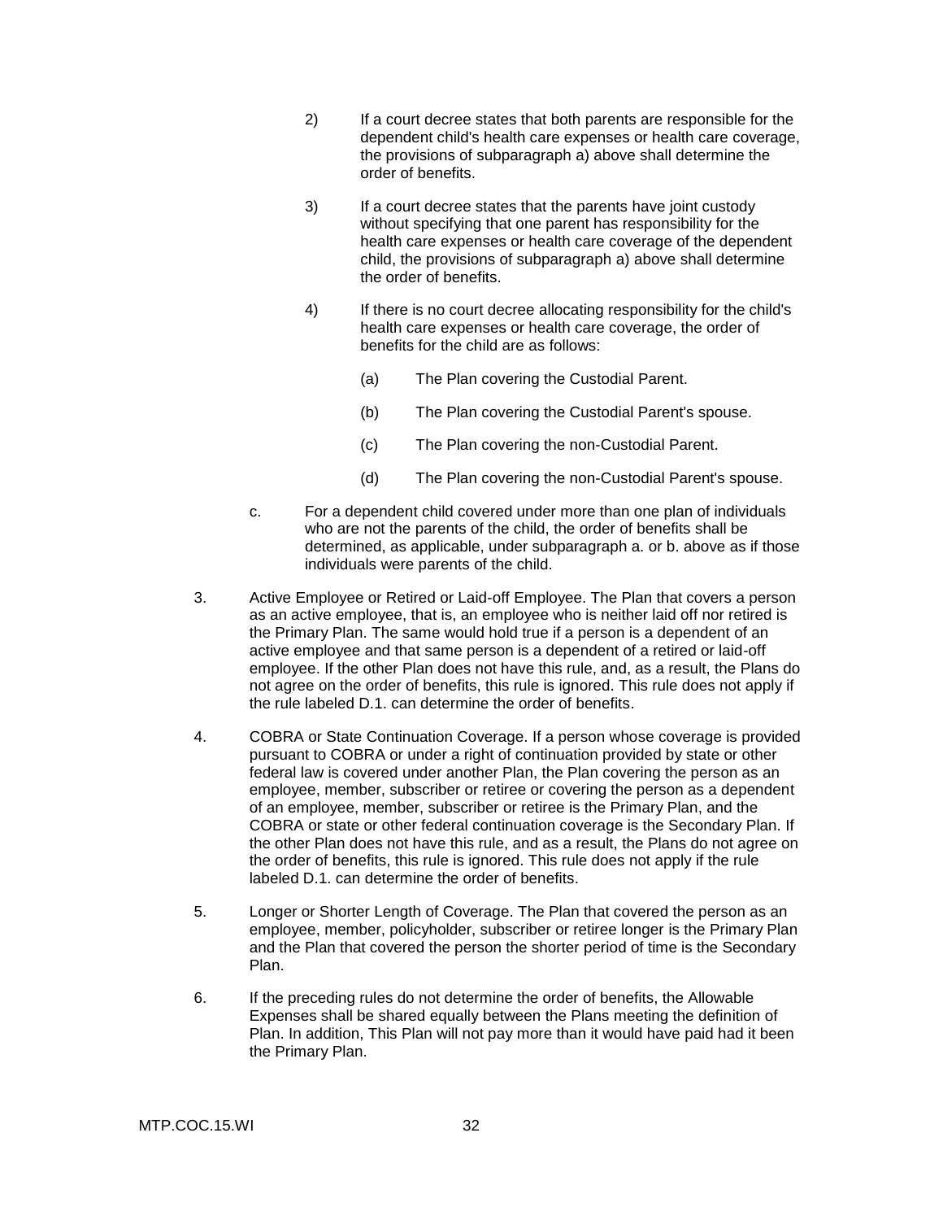2) If a court decree states that both parents are responsible for the dependent child's health care expenses or health care coverage, the provisions of subparagraph a) above shall determine the order of benefits.

3) If a court decree states that the parents have joint custody without specifying that one parent has responsibility for the health care expenses or health care coverage of the dependent child, the provisions of subparagraph a) above shall determine the order of benefits.

4) If there is no court decree allocating responsibility for the child's health care expenses or health care coverage, the order of benefits for the child are as follows:

   (a) The Plan covering the Custodial Parent.

   (b) The Plan covering the Custodial Parent's spouse.

   (c) The Plan covering the non-Custodial Parent.

   (d) The Plan covering the non-Custodial Parent's spouse.

c. For a dependent child covered under more than one plan of individuals who are not the parents of the child, the order of benefits shall be determined, as applicable, under subparagraph a. or b. above as if those individuals were parents of the child.

3. Active Employee or Retired or Laid-off Employee. The Plan that covers a person as an active employee, that is, an employee who is neither laid off nor retired is the Primary Plan. The same would hold true if a person is a dependent of an active employee and that same person is a dependent of a retired or laid-off employee. If the other Plan does not have this rule, and, as a result, the Plans do not agree on the order of benefits, this rule is ignored. This rule does not apply if the rule labeled D.1. can determine the order of benefits.

4. COBRA or State Continuation Coverage. If a person whose coverage is provided pursuant to COBRA or under a right of continuation provided by state or other federal law is covered under another Plan, the Plan covering the person as an employee, member, subscriber or retiree or covering the person as a dependent of an employee, member, subscriber or retiree is the Primary Plan, and the COBRA or state or other federal continuation coverage is the Secondary Plan. If the other Plan does not have this rule, and as a result, the Plans do not agree on the order of benefits, this rule is ignored. This rule does not apply if the rule labeled D.1. can determine the order of benefits.

5. Longer or Shorter Length of Coverage. The Plan that covered the person as an employee, member, policyholder, subscriber or retiree longer is the Primary Plan and the Plan that covered the person the shorter period of time is the Secondary Plan.

6. If the preceding rules do not determine the order of benefits, the Allowable Expenses shall be shared equally between the Plans meeting the definition of Plan. In addition, This Plan will not pay more than it would have paid had it been the Primary Plan.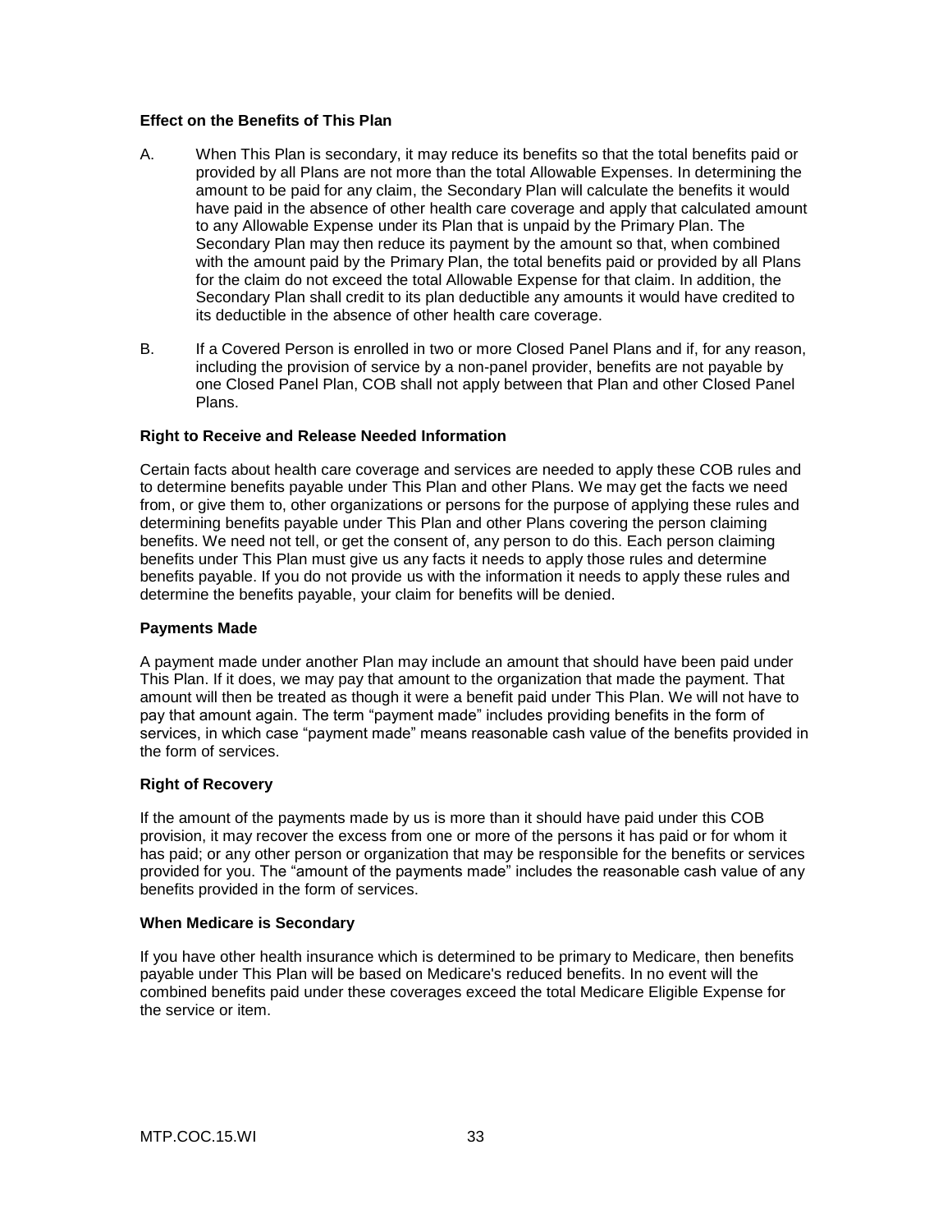**Effect on the Benefits of This Plan**

A. When This Plan is secondary, it may reduce its benefits so that the total benefits paid or provided by all Plans are not more than the total Allowable Expenses. In determining the amount to be paid for any claim, the Secondary Plan will calculate the benefits it would have paid in the absence of other health care coverage and apply that calculated amount to any Allowable Expense under its Plan that is unpaid by the Primary Plan. The Secondary Plan may then reduce its payment by the amount so that, when combined with the amount paid by the Primary Plan, the total benefits paid or provided by all Plans for the claim do not exceed the total Allowable Expense for that claim. In addition, the Secondary Plan shall credit to its plan deductible any amounts it would have credited to its deductible in the absence of other health care coverage.

B. If a Covered Person is enrolled in two or more Closed Panel Plans and if, for any reason, including the provision of service by a non-panel provider, benefits are not payable by one Closed Panel Plan, COB shall not apply between that Plan and other Closed Panel Plans.

**Right to Receive and Release Needed Information**

Certain facts about health care coverage and services are needed to apply these COB rules and to determine benefits payable under This Plan and other Plans. We may get the facts we need from, or give them to, other organizations or persons for the purpose of applying these rules and determining benefits payable under This Plan and other Plans covering the person claiming benefits. We need not tell, or get the consent of, any person to do this. Each person claiming benefits under This Plan must give us any facts it needs to apply those rules and determine benefits payable. If you do not provide us with the information it needs to apply these rules and determine the benefits payable, your claim for benefits will be denied.

**Payments Made**

A payment made under another Plan may include an amount that should have been paid under This Plan. If it does, we may pay that amount to the organization that made the payment. That amount will then be treated as though it were a benefit paid under This Plan. We will not have to pay that amount again. The term "payment made" includes providing benefits in the form of services, in which case "payment made" means reasonable cash value of the benefits provided in the form of services.

**Right of Recovery**

If the amount of the payments made by us is more than it should have paid under this COB provision, it may recover the excess from one or more of the persons it has paid or for whom it has paid; or any other person or organization that may be responsible for the benefits or services provided for you. The "amount of the payments made" includes the reasonable cash value of any benefits provided in the form of services.

**When Medicare is Secondary**

If you have other health insurance which is determined to be primary to Medicare, then benefits payable under This Plan will be based on Medicare's reduced benefits. In no event will the combined benefits paid under these coverages exceed the total Medicare Eligible Expense for the service or item.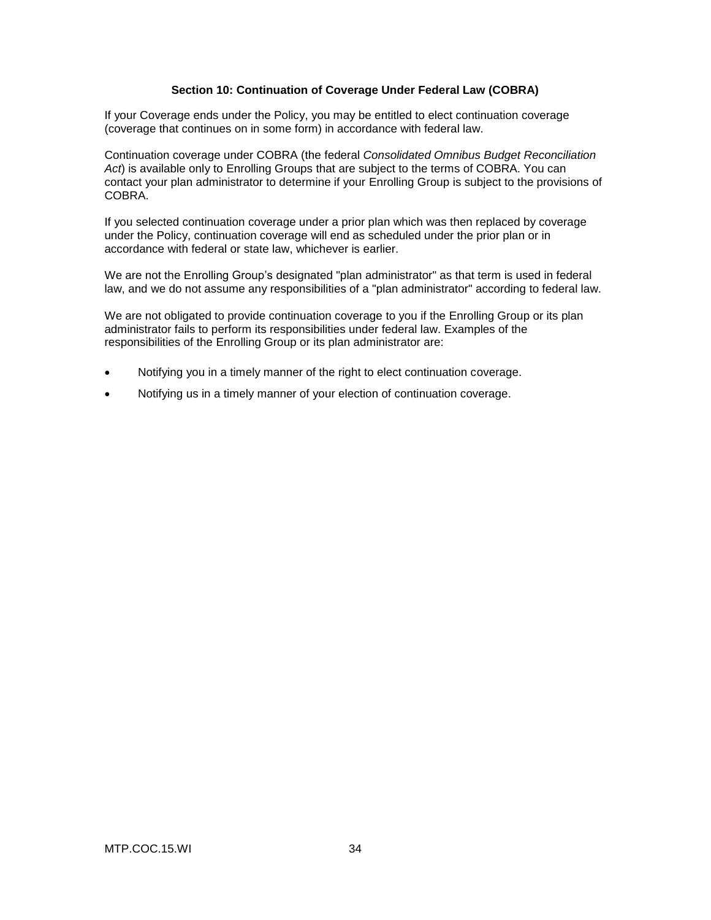## Section 10: Continuation of Coverage Under Federal Law (COBRA)

If your Coverage ends under the Policy, you may be entitled to elect continuation coverage (coverage that continues on in some form) in accordance with federal law.

Continuation coverage under COBRA (the federal *Consolidated Omnibus Budget Reconciliation Act*) is available only to Enrolling Groups that are subject to the terms of COBRA. You can contact your plan administrator to determine if your Enrolling Group is subject to the provisions of COBRA.

If you selected continuation coverage under a prior plan which was then replaced by coverage under the Policy, continuation coverage will end as scheduled under the prior plan or in accordance with federal or state law, whichever is earlier.

We are not the Enrolling Group's designated "plan administrator" as that term is used in federal law, and we do not assume any responsibilities of a "plan administrator" according to federal law.

We are not obligated to provide continuation coverage to you if the Enrolling Group or its plan administrator fails to perform its responsibilities under federal law. Examples of the responsibilities of the Enrolling Group or its plan administrator are:

- Notifying you in a timely manner of the right to elect continuation coverage.
- Notifying us in a timely manner of your election of continuation coverage.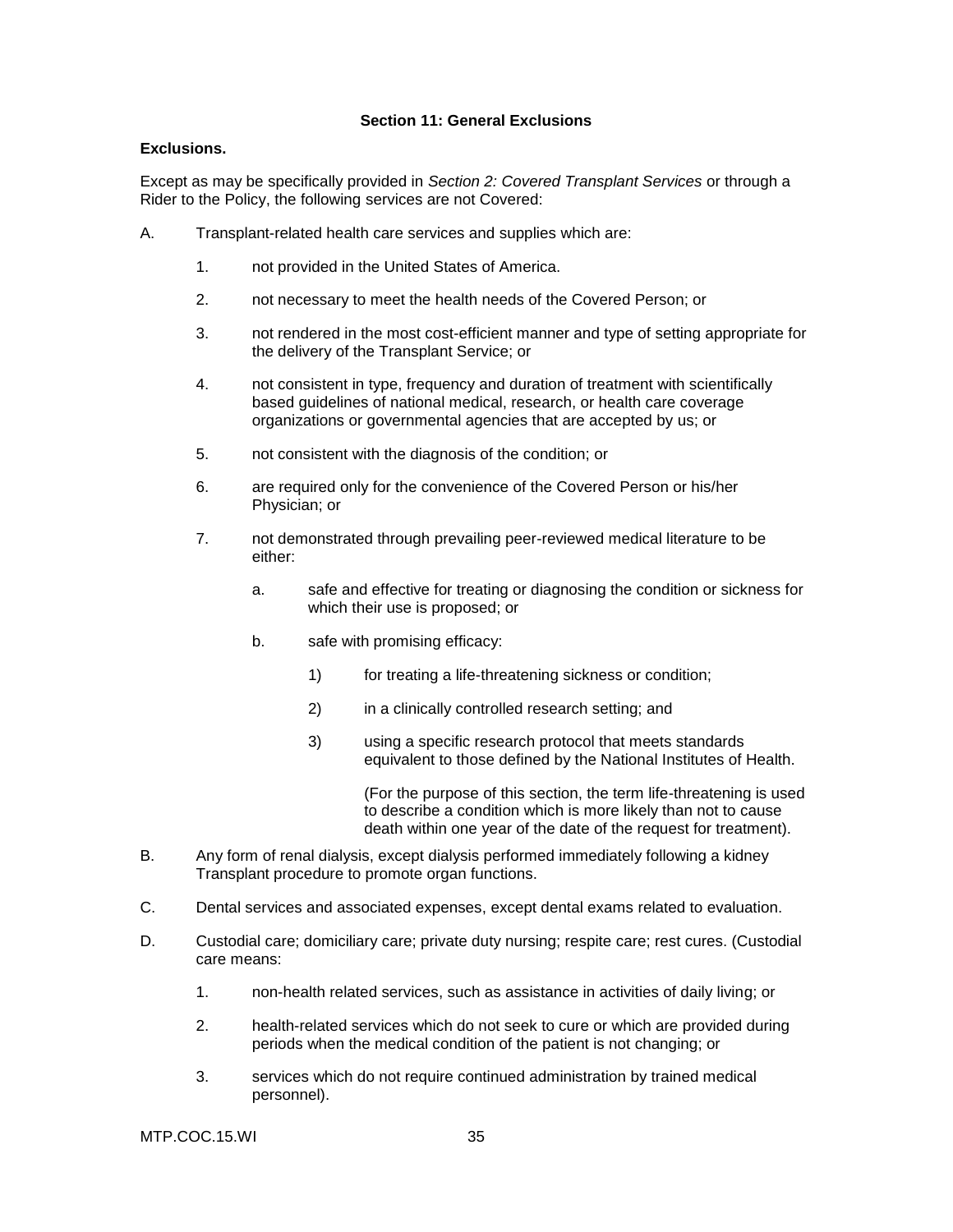## Section 11: General Exclusions

**Exclusions.**

Except as may be specifically provided in *Section 2: Covered Transplant Services* or through a Rider to the Policy, the following services are not Covered:

A. Transplant-related health care services and supplies which are:

1. not provided in the United States of America.
2. not necessary to meet the health needs of the Covered Person; or
3. not rendered in the most cost-efficient manner and type of setting appropriate for the delivery of the Transplant Service; or
4. not consistent in type, frequency and duration of treatment with scientifically based guidelines of national medical, research, or health care coverage organizations or governmental agencies that are accepted by us; or
5. not consistent with the diagnosis of the condition; or
6. are required only for the convenience of the Covered Person or his/her Physician; or
7. not demonstrated through prevailing peer-reviewed medical literature to be either:
   a. safe and effective for treating or diagnosing the condition or sickness for which their use is proposed; or
   b. safe with promising efficacy:
      1) for treating a life-threatening sickness or condition;
      2) in a clinically controlled research setting; and
      3) using a specific research protocol that meets standards equivalent to those defined by the National Institutes of Health.

      (For the purpose of this section, the term life-threatening is used to describe a condition which is more likely than not to cause death within one year of the date of the request for treatment).

B. Any form of renal dialysis, except dialysis performed immediately following a kidney Transplant procedure to promote organ functions.

C. Dental services and associated expenses, except dental exams related to evaluation.

D. Custodial care; domiciliary care; private duty nursing; respite care; rest cures. (Custodial care means:

1. non-health related services, such as assistance in activities of daily living; or
2. health-related services which do not seek to cure or which are provided during periods when the medical condition of the patient is not changing; or
3. services which do not require continued administration by trained medical personnel).

MTP.COC.15.WI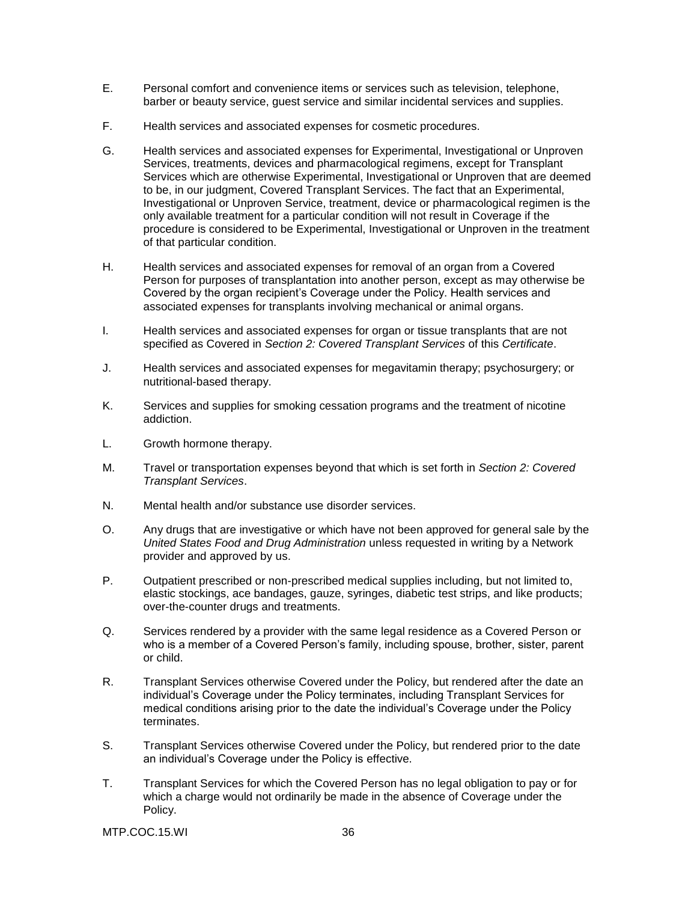E. Personal comfort and convenience items or services such as television, telephone, barber or beauty service, guest service and similar incidental services and supplies.

F. Health services and associated expenses for cosmetic procedures.

G. Health services and associated expenses for Experimental, Investigational or Unproven Services, treatments, devices and pharmacological regimens, except for Transplant Services which are otherwise Experimental, Investigational or Unproven that are deemed to be, in our judgment, Covered Transplant Services. The fact that an Experimental, Investigational or Unproven Service, treatment, device or pharmacological regimen is the only available treatment for a particular condition will not result in Coverage if the procedure is considered to be Experimental, Investigational or Unproven in the treatment of that particular condition.

H. Health services and associated expenses for removal of an organ from a Covered Person for purposes of transplantation into another person, except as may otherwise be Covered by the organ recipient's Coverage under the Policy. Health services and associated expenses for transplants involving mechanical or animal organs.

I. Health services and associated expenses for organ or tissue transplants that are not specified as Covered in *Section 2: Covered Transplant Services* of this *Certificate*.

J. Health services and associated expenses for megavitamin therapy; psychosurgery; or nutritional-based therapy.

K. Services and supplies for smoking cessation programs and the treatment of nicotine addiction.

L. Growth hormone therapy.

M. Travel or transportation expenses beyond that which is set forth in *Section 2: Covered Transplant Services*.

N. Mental health and/or substance use disorder services.

O. Any drugs that are investigative or which have not been approved for general sale by the *United States Food and Drug Administration* unless requested in writing by a Network provider and approved by us.

P. Outpatient prescribed or non-prescribed medical supplies including, but not limited to, elastic stockings, ace bandages, gauze, syringes, diabetic test strips, and like products; over-the-counter drugs and treatments.

Q. Services rendered by a provider with the same legal residence as a Covered Person or who is a member of a Covered Person's family, including spouse, brother, sister, parent or child.

R. Transplant Services otherwise Covered under the Policy, but rendered after the date an individual's Coverage under the Policy terminates, including Transplant Services for medical conditions arising prior to the date the individual's Coverage under the Policy terminates.

S. Transplant Services otherwise Covered under the Policy, but rendered prior to the date an individual's Coverage under the Policy is effective.

T. Transplant Services for which the Covered Person has no legal obligation to pay or for which a charge would not ordinarily be made in the absence of Coverage under the Policy.

MTP.COC.15.WI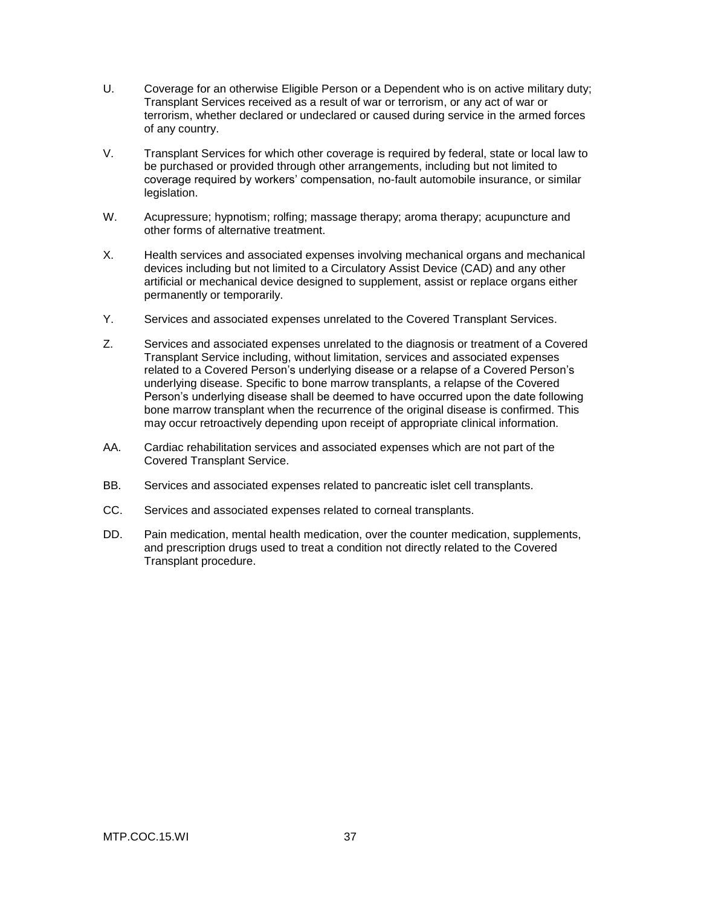U. Coverage for an otherwise Eligible Person or a Dependent who is on active military duty; Transplant Services received as a result of war or terrorism, or any act of war or terrorism, whether declared or undeclared or caused during service in the armed forces of any country.

V. Transplant Services for which other coverage is required by federal, state or local law to be purchased or provided through other arrangements, including but not limited to coverage required by workers' compensation, no-fault automobile insurance, or similar legislation.

W. Acupressure; hypnotism; rolfing; massage therapy; aroma therapy; acupuncture and other forms of alternative treatment.

X. Health services and associated expenses involving mechanical organs and mechanical devices including but not limited to a Circulatory Assist Device (CAD) and any other artificial or mechanical device designed to supplement, assist or replace organs either permanently or temporarily.

Y. Services and associated expenses unrelated to the Covered Transplant Services.

Z. Services and associated expenses unrelated to the diagnosis or treatment of a Covered Transplant Service including, without limitation, services and associated expenses related to a Covered Person's underlying disease or a relapse of a Covered Person's underlying disease. Specific to bone marrow transplants, a relapse of the Covered Person's underlying disease shall be deemed to have occurred upon the date following bone marrow transplant when the recurrence of the original disease is confirmed. This may occur retroactively depending upon receipt of appropriate clinical information.

AA. Cardiac rehabilitation services and associated expenses which are not part of the Covered Transplant Service.

BB. Services and associated expenses related to pancreatic islet cell transplants.

CC. Services and associated expenses related to corneal transplants.

DD. Pain medication, mental health medication, over the counter medication, supplements, and prescription drugs used to treat a condition not directly related to the Covered Transplant procedure.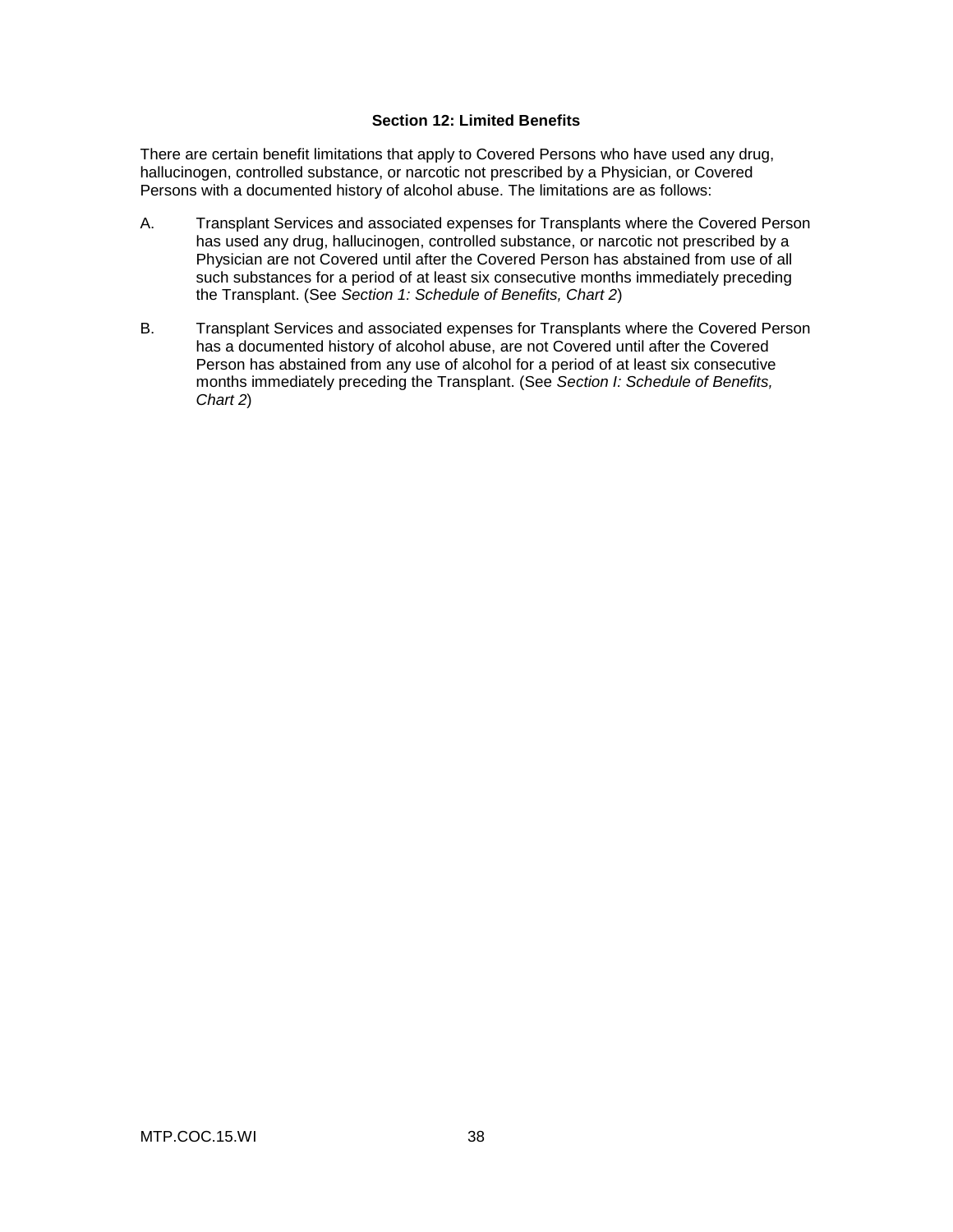## Section 12: Limited Benefits

There are certain benefit limitations that apply to Covered Persons who have used any drug, hallucinogen, controlled substance, or narcotic not prescribed by a Physician, or Covered Persons with a documented history of alcohol abuse. The limitations are as follows:

A. Transplant Services and associated expenses for Transplants where the Covered Person has used any drug, hallucinogen, controlled substance, or narcotic not prescribed by a Physician are not Covered until after the Covered Person has abstained from use of all such substances for a period of at least six consecutive months immediately preceding the Transplant. (See *Section 1: Schedule of Benefits, Chart 2*)

B. Transplant Services and associated expenses for Transplants where the Covered Person has a documented history of alcohol abuse, are not Covered until after the Covered Person has abstained from any use of alcohol for a period of at least six consecutive months immediately preceding the Transplant. (See *Section I: Schedule of Benefits, Chart 2*)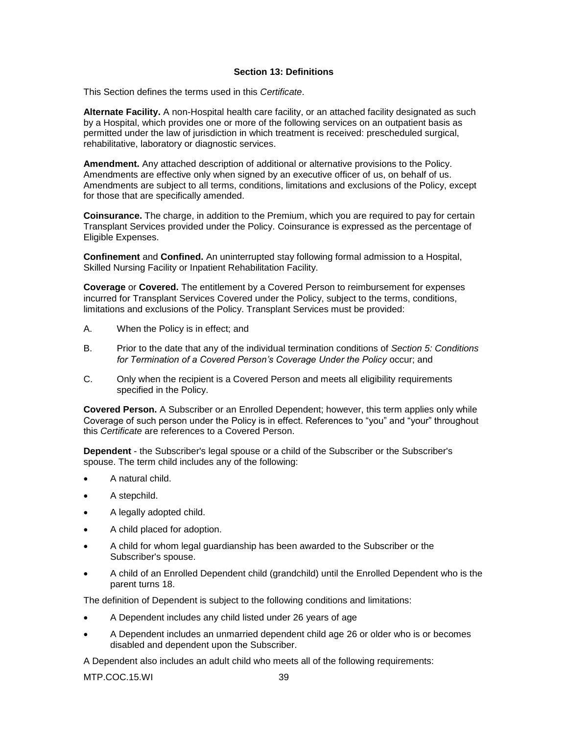## Section 13: Definitions

This Section defines the terms used in this *Certificate*.

**Alternate Facility.** A non-Hospital health care facility, or an attached facility designated as such by a Hospital, which provides one or more of the following services on an outpatient basis as permitted under the law of jurisdiction in which treatment is received: prescheduled surgical, rehabilitative, laboratory or diagnostic services.

**Amendment.** Any attached description of additional or alternative provisions to the Policy. Amendments are effective only when signed by an executive officer of us, on behalf of us. Amendments are subject to all terms, conditions, limitations and exclusions of the Policy, except for those that are specifically amended.

**Coinsurance.** The charge, in addition to the Premium, which you are required to pay for certain Transplant Services provided under the Policy. Coinsurance is expressed as the percentage of Eligible Expenses.

**Confinement** and **Confined.** An uninterrupted stay following formal admission to a Hospital, Skilled Nursing Facility or Inpatient Rehabilitation Facility.

**Coverage** or **Covered.** The entitlement by a Covered Person to reimbursement for expenses incurred for Transplant Services Covered under the Policy, subject to the terms, conditions, limitations and exclusions of the Policy. Transplant Services must be provided:

A. When the Policy is in effect; and

B. Prior to the date that any of the individual termination conditions of *Section 5: Conditions for Termination of a Covered Person's Coverage Under the Policy* occur; and

C. Only when the recipient is a Covered Person and meets all eligibility requirements specified in the Policy.

**Covered Person.** A Subscriber or an Enrolled Dependent; however, this term applies only while Coverage of such person under the Policy is in effect. References to "you" and "your" throughout this *Certificate* are references to a Covered Person.

**Dependent** - the Subscriber's legal spouse or a child of the Subscriber or the Subscriber's spouse. The term child includes any of the following:

- A natural child.
- A stepchild.
- A legally adopted child.
- A child placed for adoption.
- A child for whom legal guardianship has been awarded to the Subscriber or the Subscriber's spouse.
- A child of an Enrolled Dependent child (grandchild) until the Enrolled Dependent who is the parent turns 18.

The definition of Dependent is subject to the following conditions and limitations:

- A Dependent includes any child listed under 26 years of age
- A Dependent includes an unmarried dependent child age 26 or older who is or becomes disabled and dependent upon the Subscriber.

A Dependent also includes an adult child who meets all of the following requirements: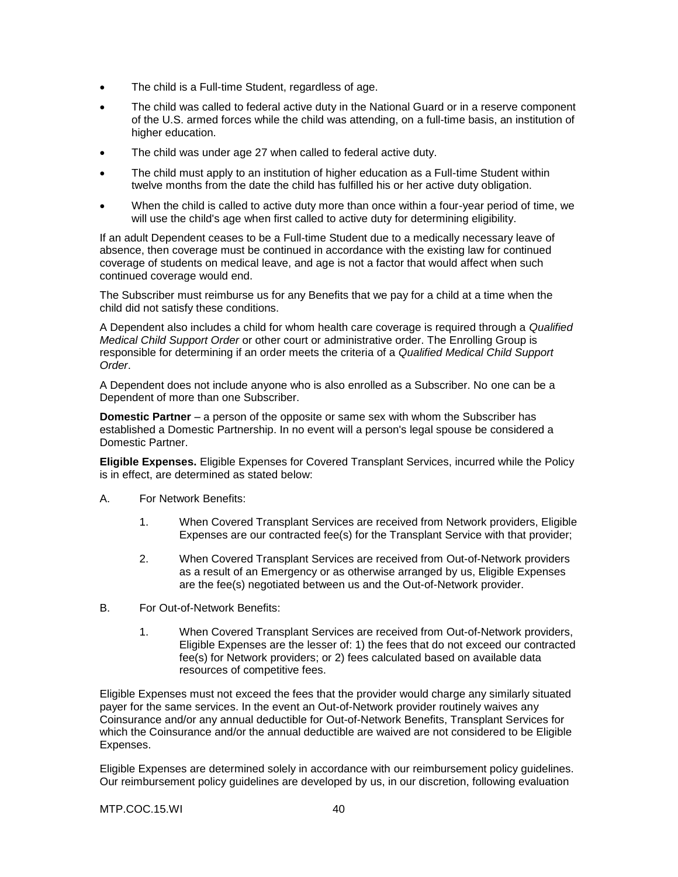- The child is a Full-time Student, regardless of age.
- The child was called to federal active duty in the National Guard or in a reserve component of the U.S. armed forces while the child was attending, on a full-time basis, an institution of higher education.
- The child was under age 27 when called to federal active duty.
- The child must apply to an institution of higher education as a Full-time Student within twelve months from the date the child has fulfilled his or her active duty obligation.
- When the child is called to active duty more than once within a four-year period of time, we will use the child's age when first called to active duty for determining eligibility.

If an adult Dependent ceases to be a Full-time Student due to a medically necessary leave of absence, then coverage must be continued in accordance with the existing law for continued coverage of students on medical leave, and age is not a factor that would affect when such continued coverage would end.

The Subscriber must reimburse us for any Benefits that we pay for a child at a time when the child did not satisfy these conditions.

A Dependent also includes a child for whom health care coverage is required through a *Qualified Medical Child Support Order* or other court or administrative order. The Enrolling Group is responsible for determining if an order meets the criteria of a *Qualified Medical Child Support Order*.

A Dependent does not include anyone who is also enrolled as a Subscriber. No one can be a Dependent of more than one Subscriber.

**Domestic Partner** – a person of the opposite or same sex with whom the Subscriber has established a Domestic Partnership. In no event will a person's legal spouse be considered a Domestic Partner.

**Eligible Expenses.** Eligible Expenses for Covered Transplant Services, incurred while the Policy is in effect, are determined as stated below:

A. For Network Benefits:

   1. When Covered Transplant Services are received from Network providers, Eligible Expenses are our contracted fee(s) for the Transplant Service with that provider;

   2. When Covered Transplant Services are received from Out-of-Network providers as a result of an Emergency or as otherwise arranged by us, Eligible Expenses are the fee(s) negotiated between us and the Out-of-Network provider.

B. For Out-of-Network Benefits:

   1. When Covered Transplant Services are received from Out-of-Network providers, Eligible Expenses are the lesser of: 1) the fees that do not exceed our contracted fee(s) for Network providers; or 2) fees calculated based on available data resources of competitive fees.

Eligible Expenses must not exceed the fees that the provider would charge any similarly situated payer for the same services. In the event an Out-of-Network provider routinely waives any Coinsurance and/or any annual deductible for Out-of-Network Benefits, Transplant Services for which the Coinsurance and/or the annual deductible are waived are not considered to be Eligible Expenses.

Eligible Expenses are determined solely in accordance with our reimbursement policy guidelines. Our reimbursement policy guidelines are developed by us, in our discretion, following evaluation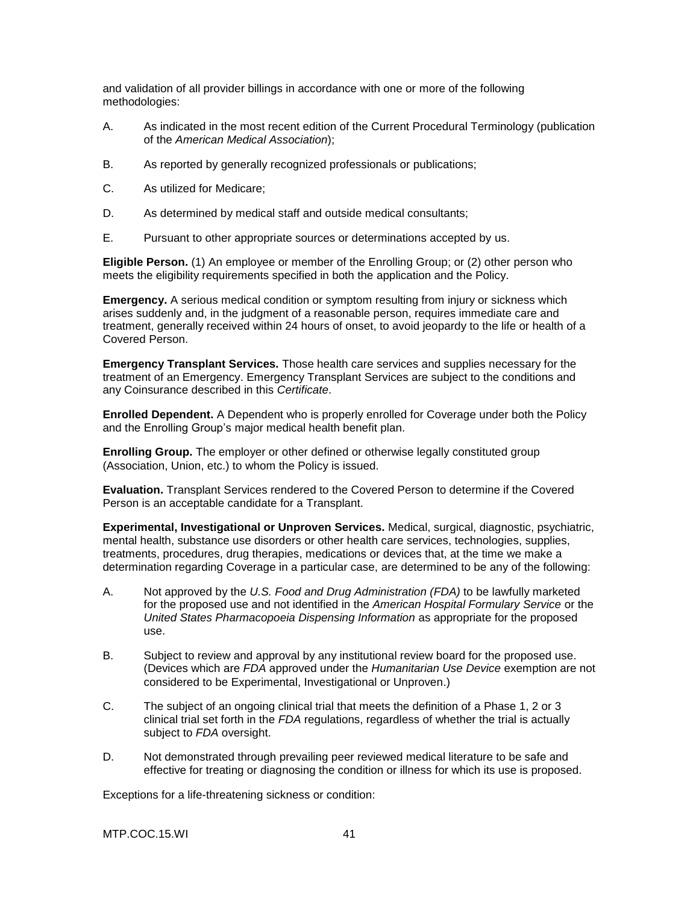and validation of all provider billings in accordance with one or more of the following methodologies:

A. As indicated in the most recent edition of the Current Procedural Terminology (publication of the *American Medical Association*);

B. As reported by generally recognized professionals or publications;

C. As utilized for Medicare;

D. As determined by medical staff and outside medical consultants;

E. Pursuant to other appropriate sources or determinations accepted by us.

**Eligible Person.** (1) An employee or member of the Enrolling Group; or (2) other person who meets the eligibility requirements specified in both the application and the Policy.

**Emergency.** A serious medical condition or symptom resulting from injury or sickness which arises suddenly and, in the judgment of a reasonable person, requires immediate care and treatment, generally received within 24 hours of onset, to avoid jeopardy to the life or health of a Covered Person.

**Emergency Transplant Services.** Those health care services and supplies necessary for the treatment of an Emergency. Emergency Transplant Services are subject to the conditions and any Coinsurance described in this *Certificate*.

**Enrolled Dependent.** A Dependent who is properly enrolled for Coverage under both the Policy and the Enrolling Group's major medical health benefit plan.

**Enrolling Group.** The employer or other defined or otherwise legally constituted group (Association, Union, etc.) to whom the Policy is issued.

**Evaluation.** Transplant Services rendered to the Covered Person to determine if the Covered Person is an acceptable candidate for a Transplant.

**Experimental, Investigational or Unproven Services.** Medical, surgical, diagnostic, psychiatric, mental health, substance use disorders or other health care services, technologies, supplies, treatments, procedures, drug therapies, medications or devices that, at the time we make a determination regarding Coverage in a particular case, are determined to be any of the following:

A. Not approved by the *U.S. Food and Drug Administration (FDA)* to be lawfully marketed for the proposed use and not identified in the *American Hospital Formulary Service* or the *United States Pharmacopoeia Dispensing Information* as appropriate for the proposed use.

B. Subject to review and approval by any institutional review board for the proposed use. (Devices which are *FDA* approved under the *Humanitarian Use Device* exemption are not considered to be Experimental, Investigational or Unproven.)

C. The subject of an ongoing clinical trial that meets the definition of a Phase 1, 2 or 3 clinical trial set forth in the *FDA* regulations, regardless of whether the trial is actually subject to *FDA* oversight.

D. Not demonstrated through prevailing peer reviewed medical literature to be safe and effective for treating or diagnosing the condition or illness for which its use is proposed.

Exceptions for a life-threatening sickness or condition: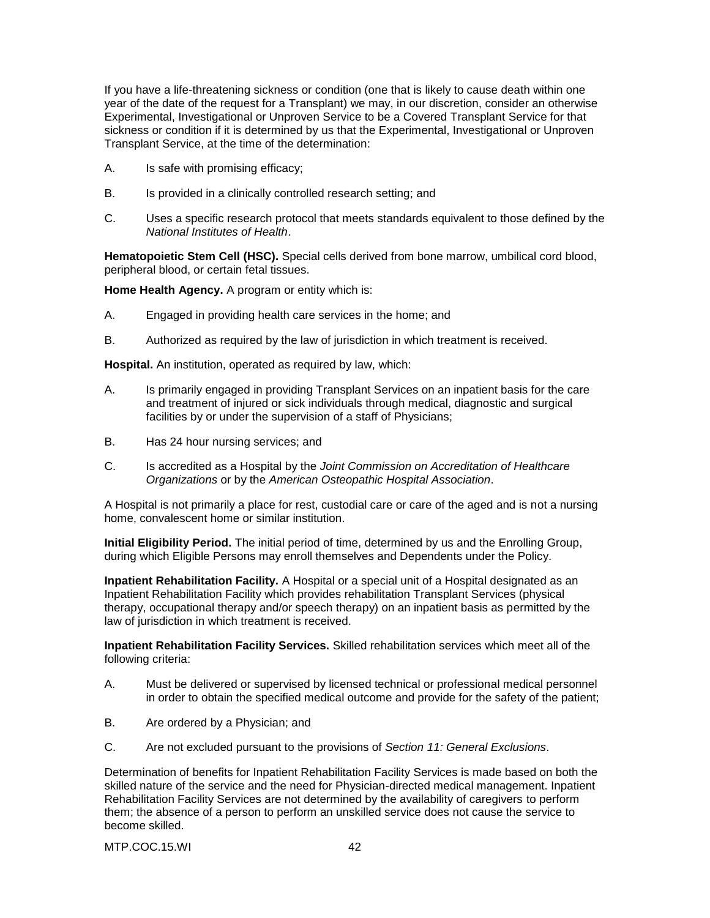If you have a life-threatening sickness or condition (one that is likely to cause death within one year of the date of the request for a Transplant) we may, in our discretion, consider an otherwise Experimental, Investigational or Unproven Service to be a Covered Transplant Service for that sickness or condition if it is determined by us that the Experimental, Investigational or Unproven Transplant Service, at the time of the determination:

A. Is safe with promising efficacy;

B. Is provided in a clinically controlled research setting; and

C. Uses a specific research protocol that meets standards equivalent to those defined by the *National Institutes of Health*.

**Hematopoietic Stem Cell (HSC).** Special cells derived from bone marrow, umbilical cord blood, peripheral blood, or certain fetal tissues.

**Home Health Agency.** A program or entity which is:

A. Engaged in providing health care services in the home; and

B. Authorized as required by the law of jurisdiction in which treatment is received.

**Hospital.** An institution, operated as required by law, which:

A. Is primarily engaged in providing Transplant Services on an inpatient basis for the care and treatment of injured or sick individuals through medical, diagnostic and surgical facilities by or under the supervision of a staff of Physicians;

B. Has 24 hour nursing services; and

C. Is accredited as a Hospital by the *Joint Commission on Accreditation of Healthcare Organizations* or by the *American Osteopathic Hospital Association*.

A Hospital is not primarily a place for rest, custodial care or care of the aged and is not a nursing home, convalescent home or similar institution.

**Initial Eligibility Period.** The initial period of time, determined by us and the Enrolling Group, during which Eligible Persons may enroll themselves and Dependents under the Policy.

**Inpatient Rehabilitation Facility.** A Hospital or a special unit of a Hospital designated as an Inpatient Rehabilitation Facility which provides rehabilitation Transplant Services (physical therapy, occupational therapy and/or speech therapy) on an inpatient basis as permitted by the law of jurisdiction in which treatment is received.

**Inpatient Rehabilitation Facility Services.** Skilled rehabilitation services which meet all of the following criteria:

A. Must be delivered or supervised by licensed technical or professional medical personnel in order to obtain the specified medical outcome and provide for the safety of the patient;

B. Are ordered by a Physician; and

C. Are not excluded pursuant to the provisions of *Section 11: General Exclusions*.

Determination of benefits for Inpatient Rehabilitation Facility Services is made based on both the skilled nature of the service and the need for Physician-directed medical management. Inpatient Rehabilitation Facility Services are not determined by the availability of caregivers to perform them; the absence of a person to perform an unskilled service does not cause the service to become skilled.

MTP.COC.15.WI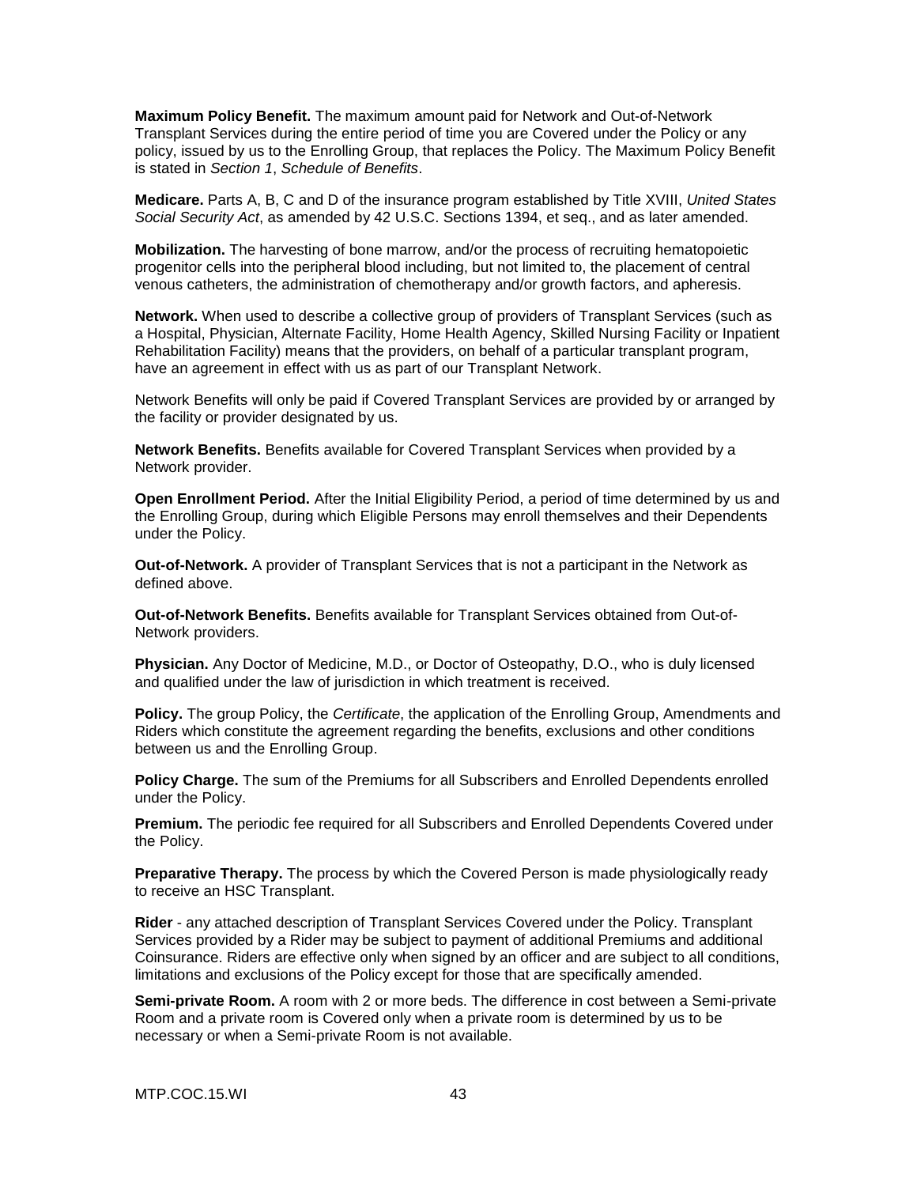**Maximum Policy Benefit.** The maximum amount paid for Network and Out-of-Network Transplant Services during the entire period of time you are Covered under the Policy or any policy, issued by us to the Enrolling Group, that replaces the Policy. The Maximum Policy Benefit is stated in *Section 1*, *Schedule of Benefits*.

**Medicare.** Parts A, B, C and D of the insurance program established by Title XVIII, *United States Social Security Act*, as amended by 42 U.S.C. Sections 1394, et seq., and as later amended.

**Mobilization.** The harvesting of bone marrow, and/or the process of recruiting hematopoietic progenitor cells into the peripheral blood including, but not limited to, the placement of central venous catheters, the administration of chemotherapy and/or growth factors, and apheresis.

**Network.** When used to describe a collective group of providers of Transplant Services (such as a Hospital, Physician, Alternate Facility, Home Health Agency, Skilled Nursing Facility or Inpatient Rehabilitation Facility) means that the providers, on behalf of a particular transplant program, have an agreement in effect with us as part of our Transplant Network.

Network Benefits will only be paid if Covered Transplant Services are provided by or arranged by the facility or provider designated by us.

**Network Benefits.** Benefits available for Covered Transplant Services when provided by a Network provider.

**Open Enrollment Period.** After the Initial Eligibility Period, a period of time determined by us and the Enrolling Group, during which Eligible Persons may enroll themselves and their Dependents under the Policy.

**Out-of-Network.** A provider of Transplant Services that is not a participant in the Network as defined above.

**Out-of-Network Benefits.** Benefits available for Transplant Services obtained from Out-of-Network providers.

**Physician.** Any Doctor of Medicine, M.D., or Doctor of Osteopathy, D.O., who is duly licensed and qualified under the law of jurisdiction in which treatment is received.

**Policy.** The group Policy, the *Certificate*, the application of the Enrolling Group, Amendments and Riders which constitute the agreement regarding the benefits, exclusions and other conditions between us and the Enrolling Group.

**Policy Charge.** The sum of the Premiums for all Subscribers and Enrolled Dependents enrolled under the Policy.

**Premium.** The periodic fee required for all Subscribers and Enrolled Dependents Covered under the Policy.

**Preparative Therapy.** The process by which the Covered Person is made physiologically ready to receive an HSC Transplant.

**Rider** - any attached description of Transplant Services Covered under the Policy. Transplant Services provided by a Rider may be subject to payment of additional Premiums and additional Coinsurance. Riders are effective only when signed by an officer and are subject to all conditions, limitations and exclusions of the Policy except for those that are specifically amended.

**Semi-private Room.** A room with 2 or more beds. The difference in cost between a Semi-private Room and a private room is Covered only when a private room is determined by us to be necessary or when a Semi-private Room is not available.

MTP.COC.15.WI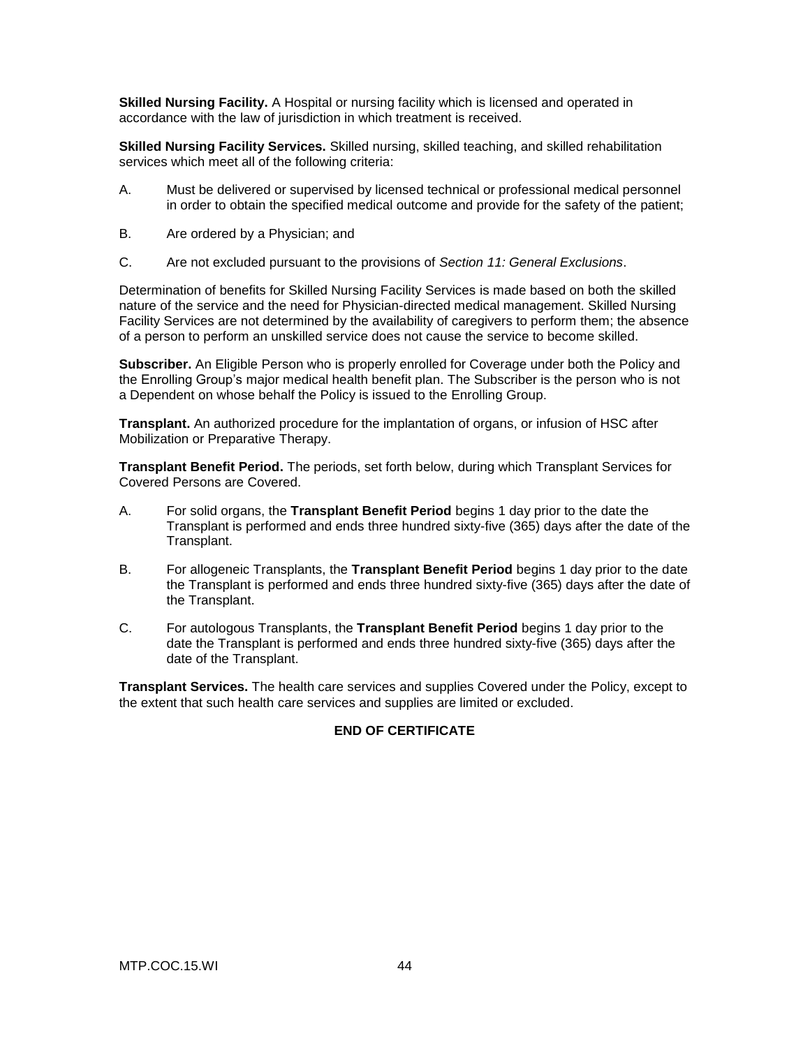**Skilled Nursing Facility.** A Hospital or nursing facility which is licensed and operated in accordance with the law of jurisdiction in which treatment is received.

**Skilled Nursing Facility Services.** Skilled nursing, skilled teaching, and skilled rehabilitation services which meet all of the following criteria:

A. Must be delivered or supervised by licensed technical or professional medical personnel in order to obtain the specified medical outcome and provide for the safety of the patient;

B. Are ordered by a Physician; and

C. Are not excluded pursuant to the provisions of *Section 11: General Exclusions*.

Determination of benefits for Skilled Nursing Facility Services is made based on both the skilled nature of the service and the need for Physician-directed medical management. Skilled Nursing Facility Services are not determined by the availability of caregivers to perform them; the absence of a person to perform an unskilled service does not cause the service to become skilled.

**Subscriber.** An Eligible Person who is properly enrolled for Coverage under both the Policy and the Enrolling Group's major medical health benefit plan. The Subscriber is the person who is not a Dependent on whose behalf the Policy is issued to the Enrolling Group.

**Transplant.** An authorized procedure for the implantation of organs, or infusion of HSC after Mobilization or Preparative Therapy.

**Transplant Benefit Period.** The periods, set forth below, during which Transplant Services for Covered Persons are Covered.

A. For solid organs, the **Transplant Benefit Period** begins 1 day prior to the date the Transplant is performed and ends three hundred sixty-five (365) days after the date of the Transplant.

B. For allogeneic Transplants, the **Transplant Benefit Period** begins 1 day prior to the date the Transplant is performed and ends three hundred sixty-five (365) days after the date of the Transplant.

C. For autologous Transplants, the **Transplant Benefit Period** begins 1 day prior to the date the Transplant is performed and ends three hundred sixty-five (365) days after the date of the Transplant.

**Transplant Services.** The health care services and supplies Covered under the Policy, except to the extent that such health care services and supplies are limited or excluded.

**END OF CERTIFICATE**